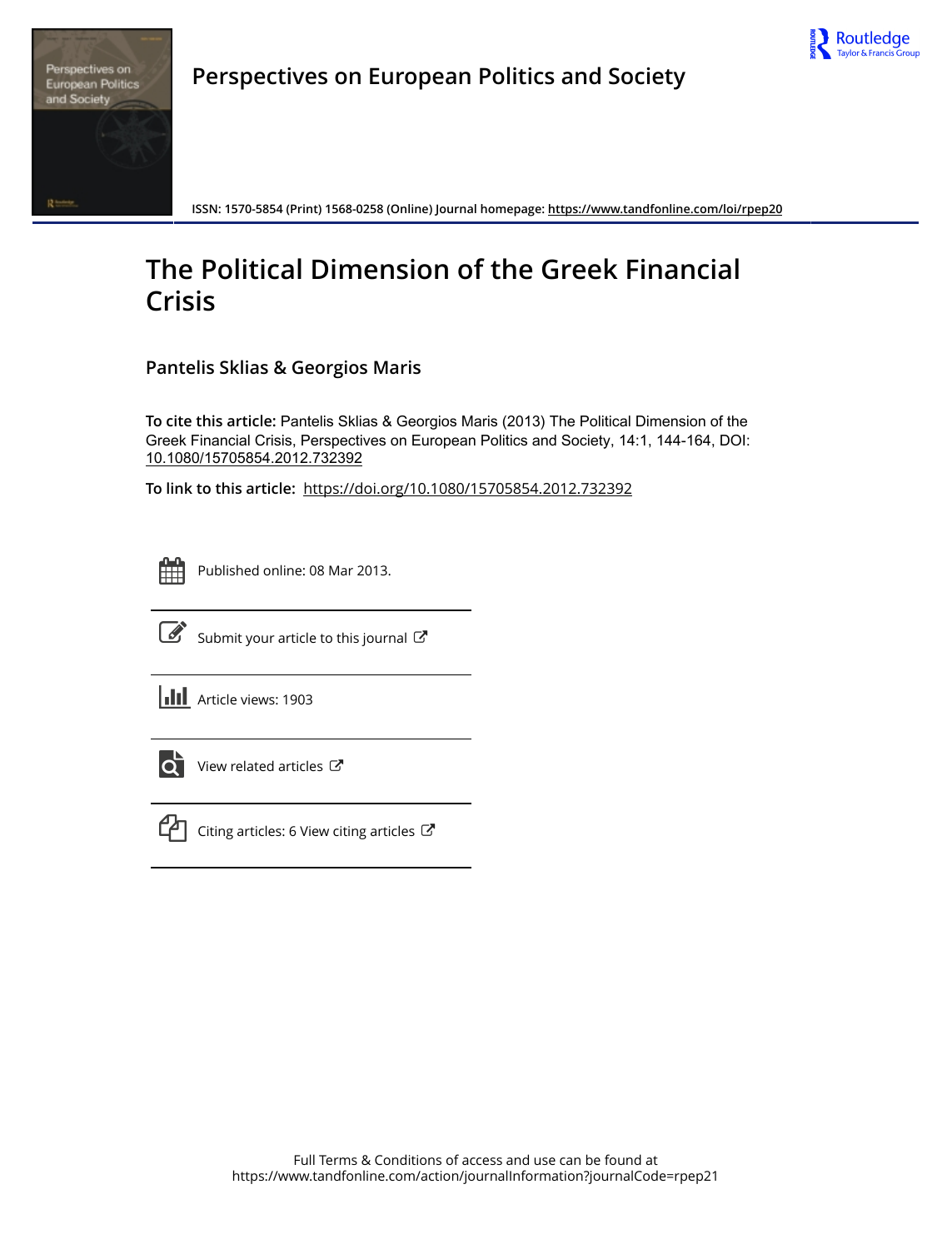Perspectives on European Politics and Society

ISSN: 1570-5854 (Print) 1568-0258 (Online) Journal homepage: https://www.tandfonline.com/loi/rpep20

# The Political Dimension of the Greek Financial Crisis

**Pantelis Sklias & Georgios Maris**

**To cite this article:** Pantelis Sklias & Georgios Maris (2013) The Political Dimension of the Greek Financial Crisis, Perspectives on European Politics and Society, 14:1, 144-164, DOI: 10.1080/15705854.2012.732392

**To link to this article:** https://doi.org/10.1080/15705854.2012.732392

Published online: 08 Mar 2013.

Submit your article to this journal

Article views: 1903

View related articles

Citing articles: 6 View citing articles

Full Terms & Conditions of access and use can be found at
https://www.tandfonline.com/action/journalInformation?journalCode=rpep21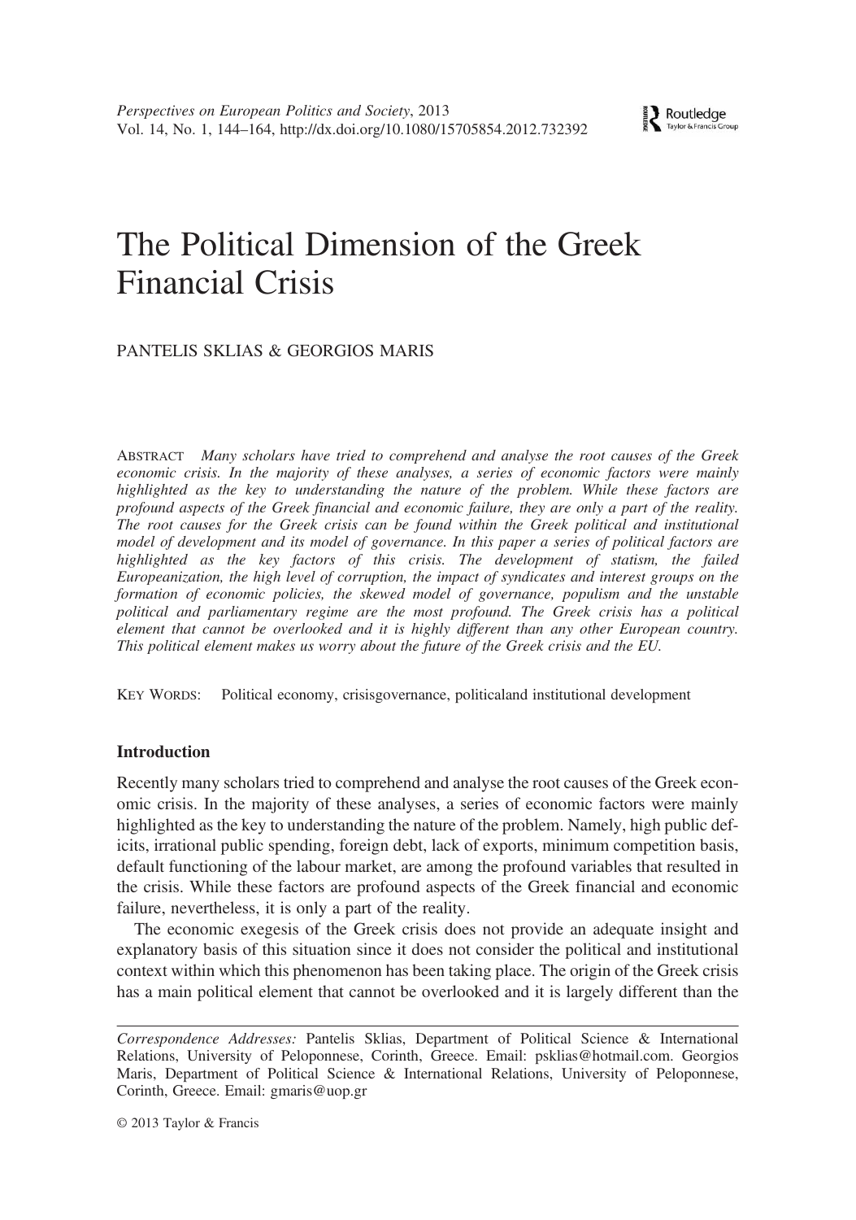# The Political Dimension of the Greek Financial Crisis

PANTELIS SKLIAS & GEORGIOS MARIS

ABSTRACT *Many scholars have tried to comprehend and analyse the root causes of the Greek economic crisis. In the majority of these analyses, a series of economic factors were mainly highlighted as the key to understanding the nature of the problem. While these factors are profound aspects of the Greek financial and economic failure, they are only a part of the reality. The root causes for the Greek crisis can be found within the Greek political and institutional model of development and its model of governance. In this paper a series of political factors are highlighted as the key factors of this crisis. The development of statism, the failed Europeanization, the high level of corruption, the impact of syndicates and interest groups on the formation of economic policies, the skewed model of governance, populism and the unstable political and parliamentary regime are the most profound. The Greek crisis has a political element that cannot be overlooked and it is highly different than any other European country. This political element makes us worry about the future of the Greek crisis and the EU.*

KEY WORDS: Political economy, crisisgovernance, politicaland institutional development

## Introduction

Recently many scholars tried to comprehend and analyse the root causes of the Greek economic crisis. In the majority of these analyses, a series of economic factors were mainly highlighted as the key to understanding the nature of the problem. Namely, high public deficits, irrational public spending, foreign debt, lack of exports, minimum competition basis, default functioning of the labour market, are among the profound variables that resulted in the crisis. While these factors are profound aspects of the Greek financial and economic failure, nevertheless, it is only a part of the reality.

The economic exegesis of the Greek crisis does not provide an adequate insight and explanatory basis of this situation since it does not consider the political and institutional context within which this phenomenon has been taking place. The origin of the Greek crisis has a main political element that cannot be overlooked and it is largely different than the

*Correspondence Addresses:* Pantelis Sklias, Department of Political Science & International Relations, University of Peloponnese, Corinth, Greece. Email: psklias@hotmail.com. Georgios Maris, Department of Political Science & International Relations, University of Peloponnese, Corinth, Greece. Email: gmaris@uop.gr

© 2013 Taylor & Francis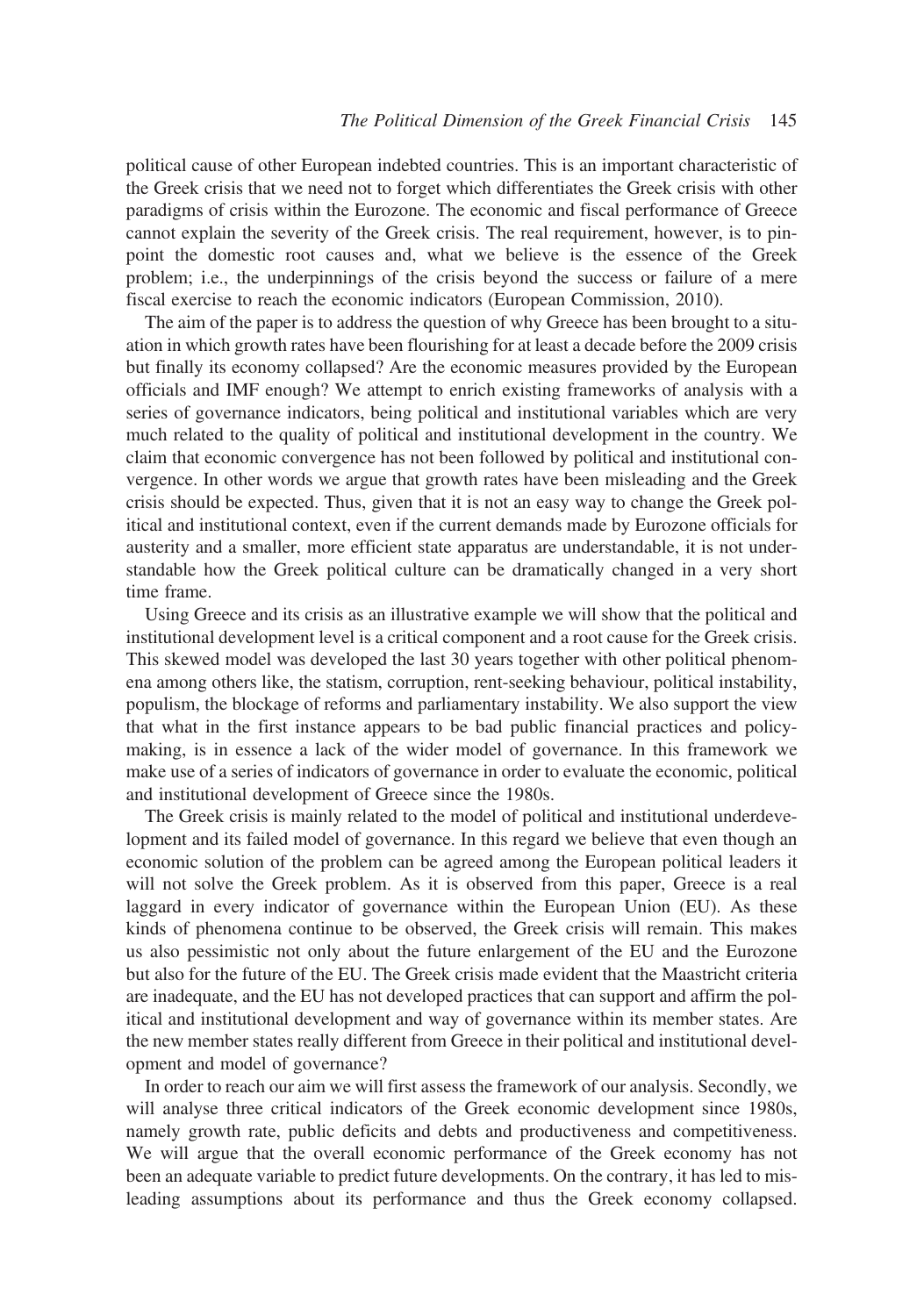political cause of other European indebted countries. This is an important characteristic of the Greek crisis that we need not to forget which differentiates the Greek crisis with other paradigms of crisis within the Eurozone. The economic and fiscal performance of Greece cannot explain the severity of the Greek crisis. The real requirement, however, is to pinpoint the domestic root causes and, what we believe is the essence of the Greek problem; i.e., the underpinnings of the crisis beyond the success or failure of a mere fiscal exercise to reach the economic indicators (European Commission, 2010).

The aim of the paper is to address the question of why Greece has been brought to a situation in which growth rates have been flourishing for at least a decade before the 2009 crisis but finally its economy collapsed? Are the economic measures provided by the European officials and IMF enough? We attempt to enrich existing frameworks of analysis with a series of governance indicators, being political and institutional variables which are very much related to the quality of political and institutional development in the country. We claim that economic convergence has not been followed by political and institutional convergence. In other words we argue that growth rates have been misleading and the Greek crisis should be expected. Thus, given that it is not an easy way to change the Greek political and institutional context, even if the current demands made by Eurozone officials for austerity and a smaller, more efficient state apparatus are understandable, it is not understandable how the Greek political culture can be dramatically changed in a very short time frame.

Using Greece and its crisis as an illustrative example we will show that the political and institutional development level is a critical component and a root cause for the Greek crisis. This skewed model was developed the last 30 years together with other political phenomena among others like, the statism, corruption, rent-seeking behaviour, political instability, populism, the blockage of reforms and parliamentary instability. We also support the view that what in the first instance appears to be bad public financial practices and policy-making, is in essence a lack of the wider model of governance. In this framework we make use of a series of indicators of governance in order to evaluate the economic, political and institutional development of Greece since the 1980s.

The Greek crisis is mainly related to the model of political and institutional underdevelopment and its failed model of governance. In this regard we believe that even though an economic solution of the problem can be agreed among the European political leaders it will not solve the Greek problem. As it is observed from this paper, Greece is a real laggard in every indicator of governance within the European Union (EU). As these kinds of phenomena continue to be observed, the Greek crisis will remain. This makes us also pessimistic not only about the future enlargement of the EU and the Eurozone but also for the future of the EU. The Greek crisis made evident that the Maastricht criteria are inadequate, and the EU has not developed practices that can support and affirm the political and institutional development and way of governance within its member states. Are the new member states really different from Greece in their political and institutional development and model of governance?

In order to reach our aim we will first assess the framework of our analysis. Secondly, we will analyse three critical indicators of the Greek economic development since 1980s, namely growth rate, public deficits and debts and productiveness and competitiveness. We will argue that the overall economic performance of the Greek economy has not been an adequate variable to predict future developments. On the contrary, it has led to misleading assumptions about its performance and thus the Greek economy collapsed.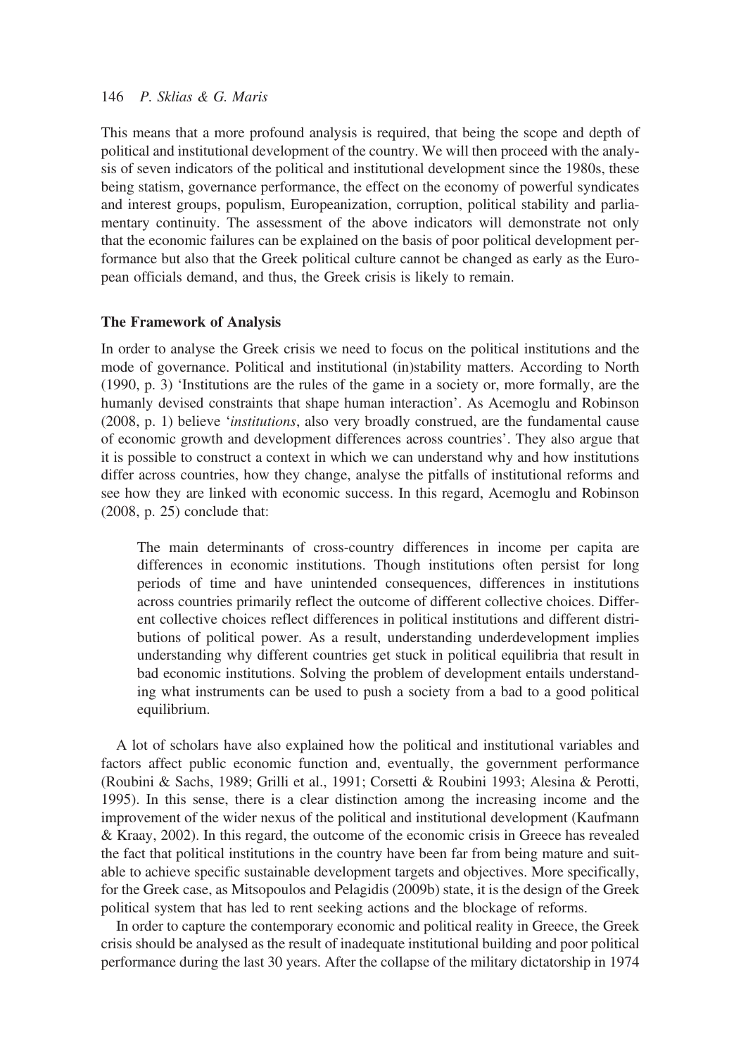This means that a more profound analysis is required, that being the scope and depth of political and institutional development of the country. We will then proceed with the analysis of seven indicators of the political and institutional development since the 1980s, these being statism, governance performance, the effect on the economy of powerful syndicates and interest groups, populism, Europeanization, corruption, political stability and parliamentary continuity. The assessment of the above indicators will demonstrate not only that the economic failures can be explained on the basis of poor political development performance but also that the Greek political culture cannot be changed as early as the European officials demand, and thus, the Greek crisis is likely to remain.

## The Framework of Analysis

In order to analyse the Greek crisis we need to focus on the political institutions and the mode of governance. Political and institutional (in)stability matters. According to North (1990, p. 3) 'Institutions are the rules of the game in a society or, more formally, are the humanly devised constraints that shape human interaction'. As Acemoglu and Robinson (2008, p. 1) believe '*institutions*, also very broadly construed, are the fundamental cause of economic growth and development differences across countries'. They also argue that it is possible to construct a context in which we can understand why and how institutions differ across countries, how they change, analyse the pitfalls of institutional reforms and see how they are linked with economic success. In this regard, Acemoglu and Robinson (2008, p. 25) conclude that:

> The main determinants of cross-country differences in income per capita are differences in economic institutions. Though institutions often persist for long periods of time and have unintended consequences, differences in institutions across countries primarily reflect the outcome of different collective choices. Different collective choices reflect differences in political institutions and different distributions of political power. As a result, understanding underdevelopment implies understanding why different countries get stuck in political equilibria that result in bad economic institutions. Solving the problem of development entails understanding what instruments can be used to push a society from a bad to a good political equilibrium.

A lot of scholars have also explained how the political and institutional variables and factors affect public economic function and, eventually, the government performance (Roubini & Sachs, 1989; Grilli et al., 1991; Corsetti & Roubini 1993; Alesina & Perotti, 1995). In this sense, there is a clear distinction among the increasing income and the improvement of the wider nexus of the political and institutional development (Kaufmann & Kraay, 2002). In this regard, the outcome of the economic crisis in Greece has revealed the fact that political institutions in the country have been far from being mature and suitable to achieve specific sustainable development targets and objectives. More specifically, for the Greek case, as Mitsopoulos and Pelagidis (2009b) state, it is the design of the Greek political system that has led to rent seeking actions and the blockage of reforms.

In order to capture the contemporary economic and political reality in Greece, the Greek crisis should be analysed as the result of inadequate institutional building and poor political performance during the last 30 years. After the collapse of the military dictatorship in 1974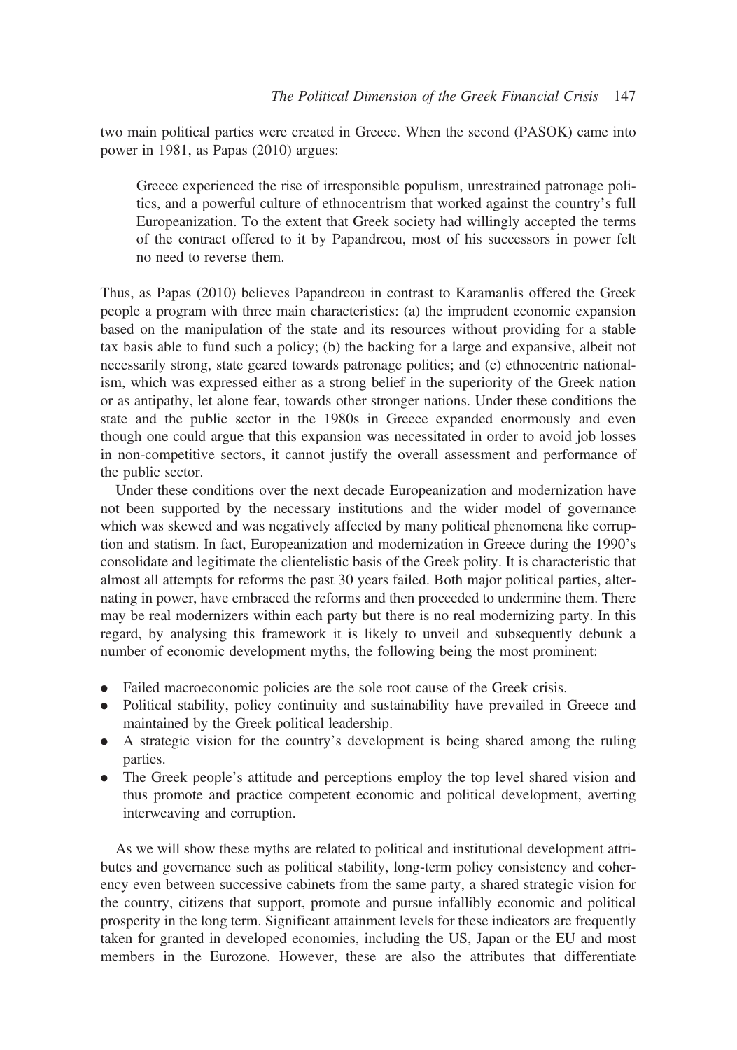two main political parties were created in Greece. When the second (PASOK) came into power in 1981, as Papas (2010) argues:

> Greece experienced the rise of irresponsible populism, unrestrained patronage politics, and a powerful culture of ethnocentrism that worked against the country's full Europeanization. To the extent that Greek society had willingly accepted the terms of the contract offered to it by Papandreou, most of his successors in power felt no need to reverse them.

Thus, as Papas (2010) believes Papandreou in contrast to Karamanlis offered the Greek people a program with three main characteristics: (a) the imprudent economic expansion based on the manipulation of the state and its resources without providing for a stable tax basis able to fund such a policy; (b) the backing for a large and expansive, albeit not necessarily strong, state geared towards patronage politics; and (c) ethnocentric nationalism, which was expressed either as a strong belief in the superiority of the Greek nation or as antipathy, let alone fear, towards other stronger nations. Under these conditions the state and the public sector in the 1980s in Greece expanded enormously and even though one could argue that this expansion was necessitated in order to avoid job losses in non-competitive sectors, it cannot justify the overall assessment and performance of the public sector.

Under these conditions over the next decade Europeanization and modernization have not been supported by the necessary institutions and the wider model of governance which was skewed and was negatively affected by many political phenomena like corruption and statism. In fact, Europeanization and modernization in Greece during the 1990's consolidate and legitimate the clientelistic basis of the Greek polity. It is characteristic that almost all attempts for reforms the past 30 years failed. Both major political parties, alternating in power, have embraced the reforms and then proceeded to undermine them. There may be real modernizers within each party but there is no real modernizing party. In this regard, by analysing this framework it is likely to unveil and subsequently debunk a number of economic development myths, the following being the most prominent:

- Failed macroeconomic policies are the sole root cause of the Greek crisis.
- Political stability, policy continuity and sustainability have prevailed in Greece and maintained by the Greek political leadership.
- A strategic vision for the country's development is being shared among the ruling parties.
- The Greek people's attitude and perceptions employ the top level shared vision and thus promote and practice competent economic and political development, averting interweaving and corruption.

As we will show these myths are related to political and institutional development attributes and governance such as political stability, long-term policy consistency and coherency even between successive cabinets from the same party, a shared strategic vision for the country, citizens that support, promote and pursue infallibly economic and political prosperity in the long term. Significant attainment levels for these indicators are frequently taken for granted in developed economies, including the US, Japan or the EU and most members in the Eurozone. However, these are also the attributes that differentiate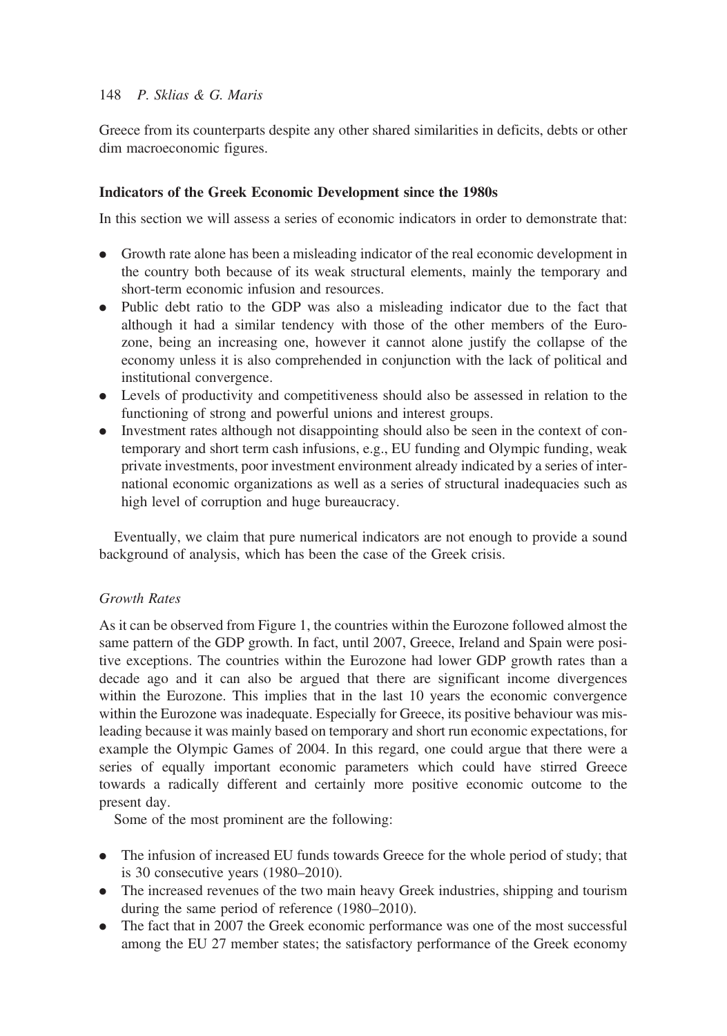Greece from its counterparts despite any other shared similarities in deficits, debts or other dim macroeconomic figures.

## Indicators of the Greek Economic Development since the 1980s

In this section we will assess a series of economic indicators in order to demonstrate that:

- Growth rate alone has been a misleading indicator of the real economic development in the country both because of its weak structural elements, mainly the temporary and short-term economic infusion and resources.
- Public debt ratio to the GDP was also a misleading indicator due to the fact that although it had a similar tendency with those of the other members of the Eurozone, being an increasing one, however it cannot alone justify the collapse of the economy unless it is also comprehended in conjunction with the lack of political and institutional convergence.
- Levels of productivity and competitiveness should also be assessed in relation to the functioning of strong and powerful unions and interest groups.
- Investment rates although not disappointing should also be seen in the context of contemporary and short term cash infusions, e.g., EU funding and Olympic funding, weak private investments, poor investment environment already indicated by a series of international economic organizations as well as a series of structural inadequacies such as high level of corruption and huge bureaucracy.

Eventually, we claim that pure numerical indicators are not enough to provide a sound background of analysis, which has been the case of the Greek crisis.

### *Growth Rates*

As it can be observed from Figure 1, the countries within the Eurozone followed almost the same pattern of the GDP growth. In fact, until 2007, Greece, Ireland and Spain were positive exceptions. The countries within the Eurozone had lower GDP growth rates than a decade ago and it can also be argued that there are significant income divergences within the Eurozone. This implies that in the last 10 years the economic convergence within the Eurozone was inadequate. Especially for Greece, its positive behaviour was misleading because it was mainly based on temporary and short run economic expectations, for example the Olympic Games of 2004. In this regard, one could argue that there were a series of equally important economic parameters which could have stirred Greece towards a radically different and certainly more positive economic outcome to the present day.

Some of the most prominent are the following:

- The infusion of increased EU funds towards Greece for the whole period of study; that is 30 consecutive years (1980–2010).
- The increased revenues of the two main heavy Greek industries, shipping and tourism during the same period of reference (1980–2010).
- The fact that in 2007 the Greek economic performance was one of the most successful among the EU 27 member states; the satisfactory performance of the Greek economy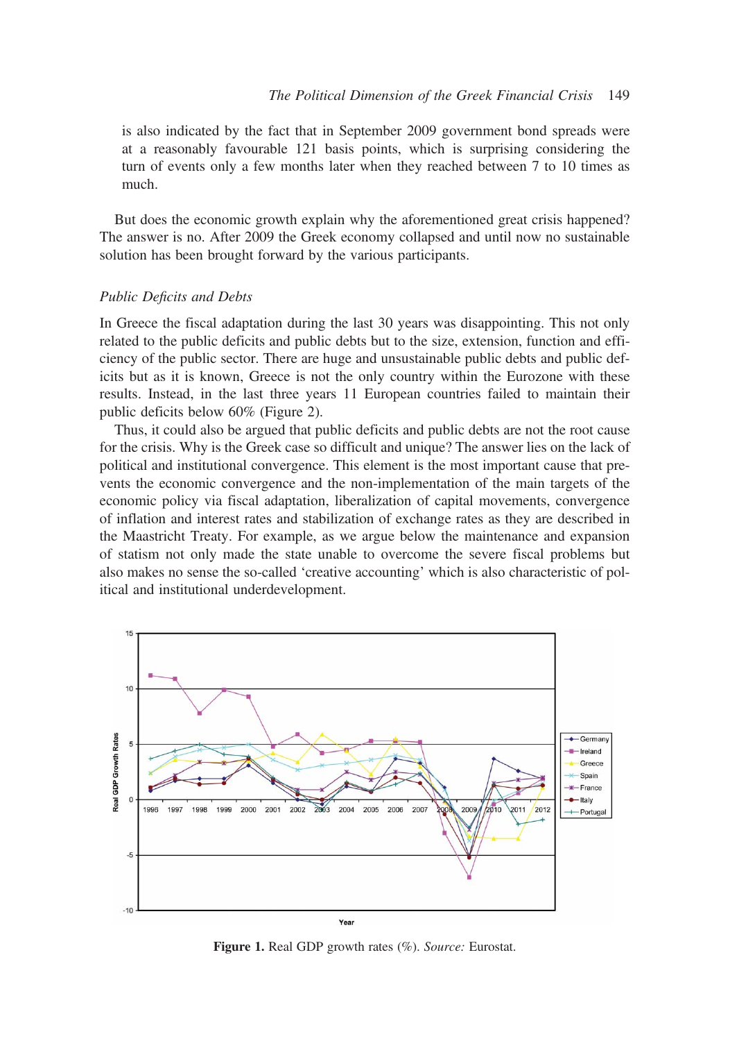is also indicated by the fact that in September 2009 government bond spreads were at a reasonably favourable 121 basis points, which is surprising considering the turn of events only a few months later when they reached between 7 to 10 times as much.

But does the economic growth explain why the aforementioned great crisis happened? The answer is no. After 2009 the Greek economy collapsed and until now no sustainable solution has been brought forward by the various participants.

### *Public Deficits and Debts*

In Greece the fiscal adaptation during the last 30 years was disappointing. This not only related to the public deficits and public debts but to the size, extension, function and efficiency of the public sector. There are huge and unsustainable public debts and public deficits but as it is known, Greece is not the only country within the Eurozone with these results. Instead, in the last three years 11 European countries failed to maintain their public deficits below 60% (Figure 2).

Thus, it could also be argued that public deficits and public debts are not the root cause for the crisis. Why is the Greek case so difficult and unique? The answer lies on the lack of political and institutional convergence. This element is the most important cause that prevents the economic convergence and the non-implementation of the main targets of the economic policy via fiscal adaptation, liberalization of capital movements, convergence of inflation and interest rates and stabilization of exchange rates as they are described in the Maastricht Treaty. For example, as we argue below the maintenance and expansion of statism not only made the state unable to overcome the severe fiscal problems but also makes no sense the so-called 'creative accounting' which is also characteristic of political and institutional underdevelopment.

**Figure 1.** Real GDP growth rates (%). *Source:* Eurostat.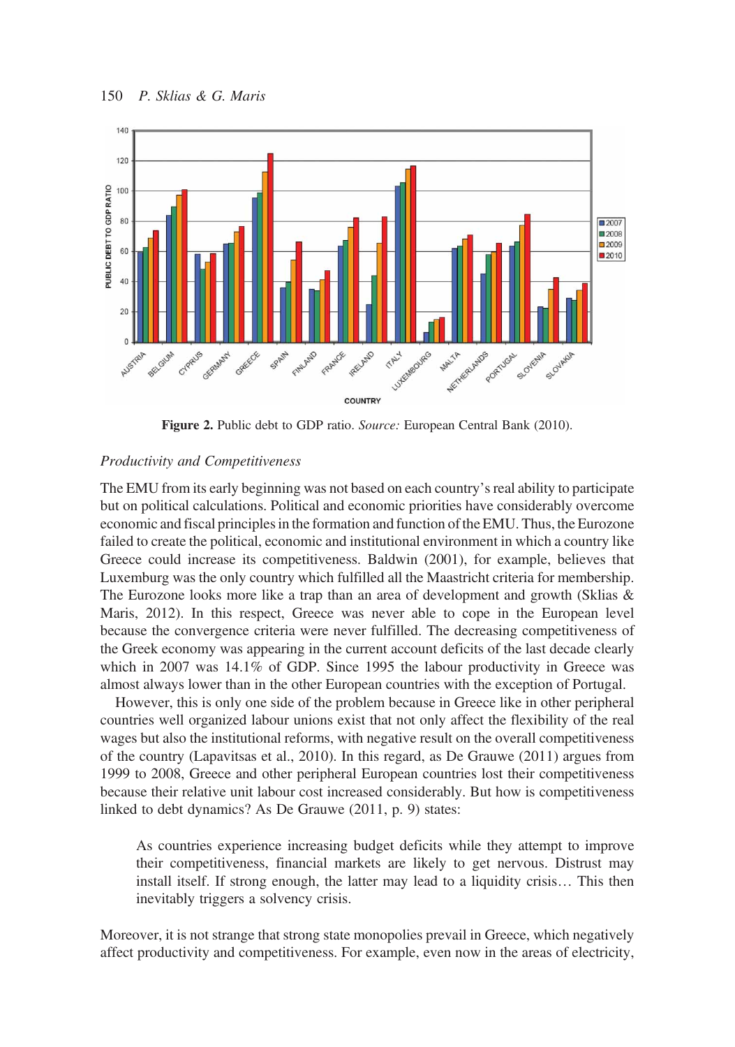Figure 2. Public debt to GDP ratio. *Source:* European Central Bank (2010).

### *Productivity and Competitiveness*

The EMU from its early beginning was not based on each country's real ability to participate but on political calculations. Political and economic priorities have considerably overcome economic and fiscal principles in the formation and function of the EMU. Thus, the Eurozone failed to create the political, economic and institutional environment in which a country like Greece could increase its competitiveness. Baldwin (2001), for example, believes that Luxemburg was the only country which fulfilled all the Maastricht criteria for membership. The Eurozone looks more like a trap than an area of development and growth (Sklias & Maris, 2012). In this respect, Greece was never able to cope in the European level because the convergence criteria were never fulfilled. The decreasing competitiveness of the Greek economy was appearing in the current account deficits of the last decade clearly which in 2007 was 14.1% of GDP. Since 1995 the labour productivity in Greece was almost always lower than in the other European countries with the exception of Portugal.

However, this is only one side of the problem because in Greece like in other peripheral countries well organized labour unions exist that not only affect the flexibility of the real wages but also the institutional reforms, with negative result on the overall competitiveness of the country (Lapavitsas et al., 2010). In this regard, as De Grauwe (2011) argues from 1999 to 2008, Greece and other peripheral European countries lost their competitiveness because their relative unit labour cost increased considerably. But how is competitiveness linked to debt dynamics? As De Grauwe (2011, p. 9) states:

> As countries experience increasing budget deficits while they attempt to improve their competitiveness, financial markets are likely to get nervous. Distrust may install itself. If strong enough, the latter may lead to a liquidity crisis… This then inevitably triggers a solvency crisis.

Moreover, it is not strange that strong state monopolies prevail in Greece, which negatively affect productivity and competitiveness. For example, even now in the areas of electricity,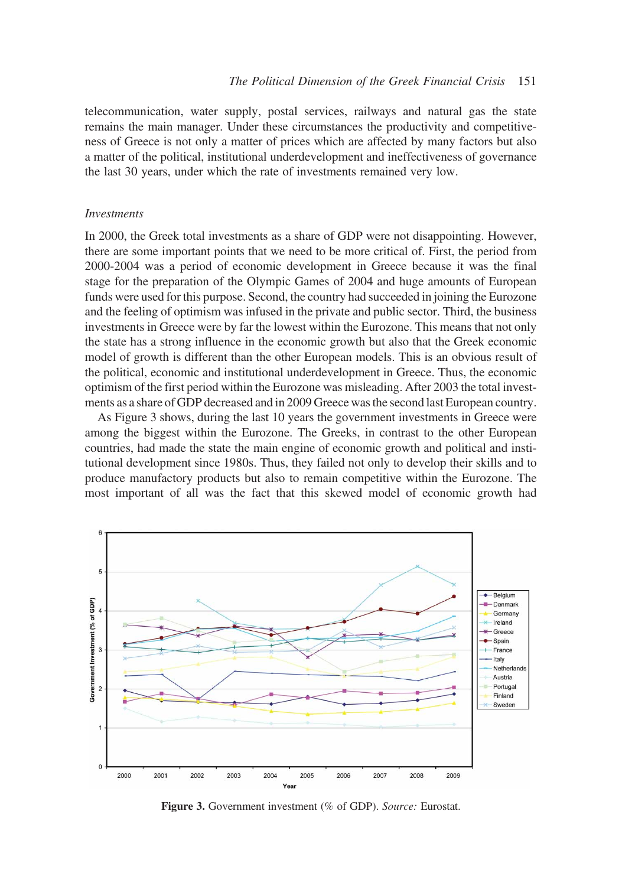telecommunication, water supply, postal services, railways and natural gas the state remains the main manager. Under these circumstances the productivity and competitiveness of Greece is not only a matter of prices which are affected by many factors but also a matter of the political, institutional underdevelopment and ineffectiveness of governance the last 30 years, under which the rate of investments remained very low.

### *Investments*

In 2000, the Greek total investments as a share of GDP were not disappointing. However, there are some important points that we need to be more critical of. First, the period from 2000-2004 was a period of economic development in Greece because it was the final stage for the preparation of the Olympic Games of 2004 and huge amounts of European funds were used for this purpose. Second, the country had succeeded in joining the Eurozone and the feeling of optimism was infused in the private and public sector. Third, the business investments in Greece were by far the lowest within the Eurozone. This means that not only the state has a strong influence in the economic growth but also that the Greek economic model of growth is different than the other European models. This is an obvious result of the political, economic and institutional underdevelopment in Greece. Thus, the economic optimism of the first period within the Eurozone was misleading. After 2003 the total investments as a share of GDP decreased and in 2009 Greece was the second last European country.

As Figure 3 shows, during the last 10 years the government investments in Greece were among the biggest within the Eurozone. The Greeks, in contrast to the other European countries, had made the state the main engine of economic growth and political and institutional development since 1980s. Thus, they failed not only to develop their skills and to produce manufactory products but also to remain competitive within the Eurozone. The most important of all was the fact that this skewed model of economic growth had

**Figure 3.** Government investment (% of GDP). *Source:* Eurostat.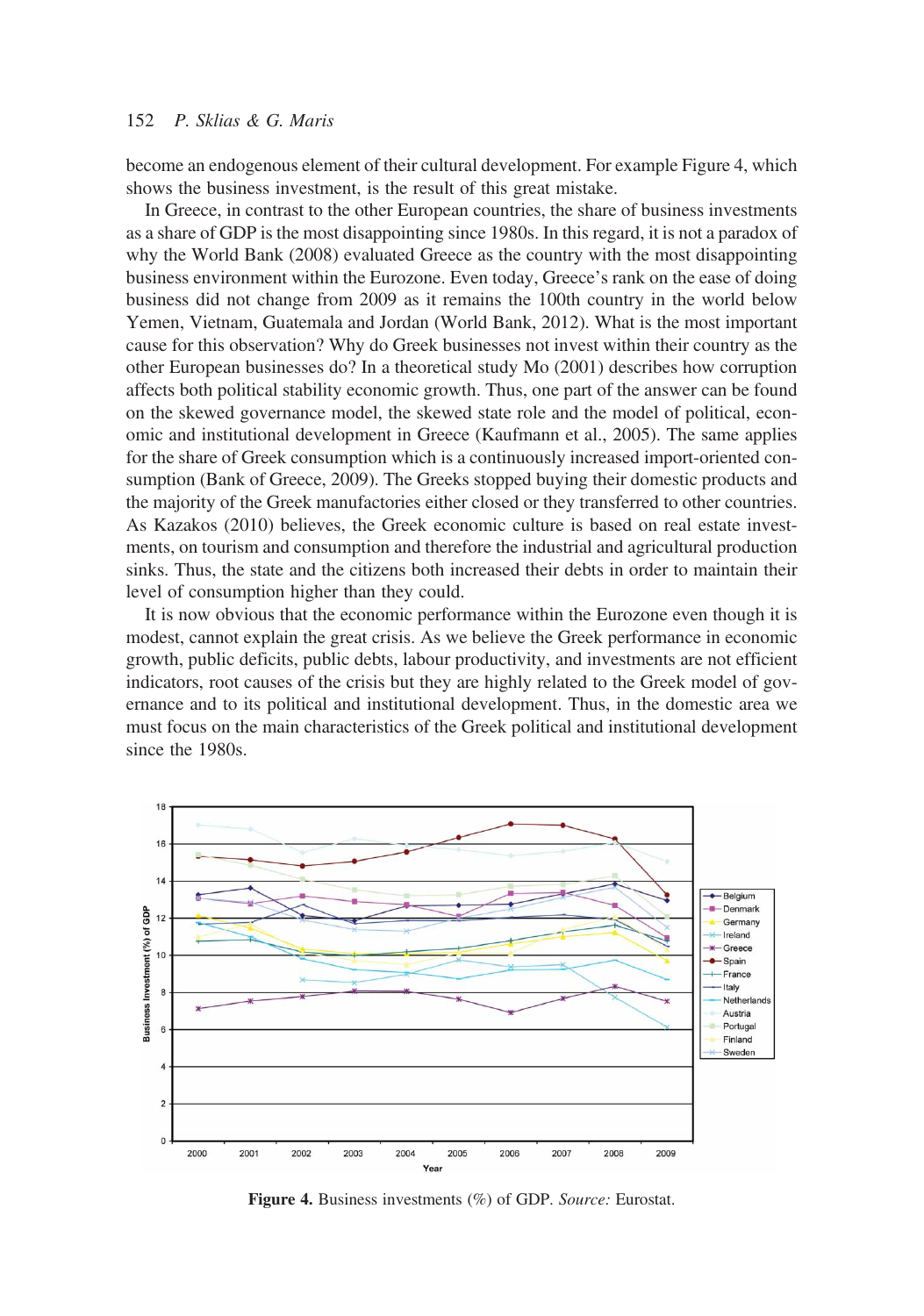become an endogenous element of their cultural development. For example Figure 4, which shows the business investment, is the result of this great mistake.

In Greece, in contrast to the other European countries, the share of business investments as a share of GDP is the most disappointing since 1980s. In this regard, it is not a paradox of why the World Bank (2008) evaluated Greece as the country with the most disappointing business environment within the Eurozone. Even today, Greece's rank on the ease of doing business did not change from 2009 as it remains the 100th country in the world below Yemen, Vietnam, Guatemala and Jordan (World Bank, 2012). What is the most important cause for this observation? Why do Greek businesses not invest within their country as the other European businesses do? In a theoretical study Mo (2001) describes how corruption affects both political stability economic growth. Thus, one part of the answer can be found on the skewed governance model, the skewed state role and the model of political, economic and institutional development in Greece (Kaufmann et al., 2005). The same applies for the share of Greek consumption which is a continuously increased import-oriented consumption (Bank of Greece, 2009). The Greeks stopped buying their domestic products and the majority of the Greek manufactories either closed or they transferred to other countries. As Kazakos (2010) believes, the Greek economic culture is based on real estate investments, on tourism and consumption and therefore the industrial and agricultural production sinks. Thus, the state and the citizens both increased their debts in order to maintain their level of consumption higher than they could.

It is now obvious that the economic performance within the Eurozone even though it is modest, cannot explain the great crisis. As we believe the Greek performance in economic growth, public deficits, public debts, labour productivity, and investments are not efficient indicators, root causes of the crisis but they are highly related to the Greek model of governance and to its political and institutional development. Thus, in the domestic area we must focus on the main characteristics of the Greek political and institutional development since the 1980s.

**Figure 4.** Business investments (%) of GDP. *Source:* Eurostat.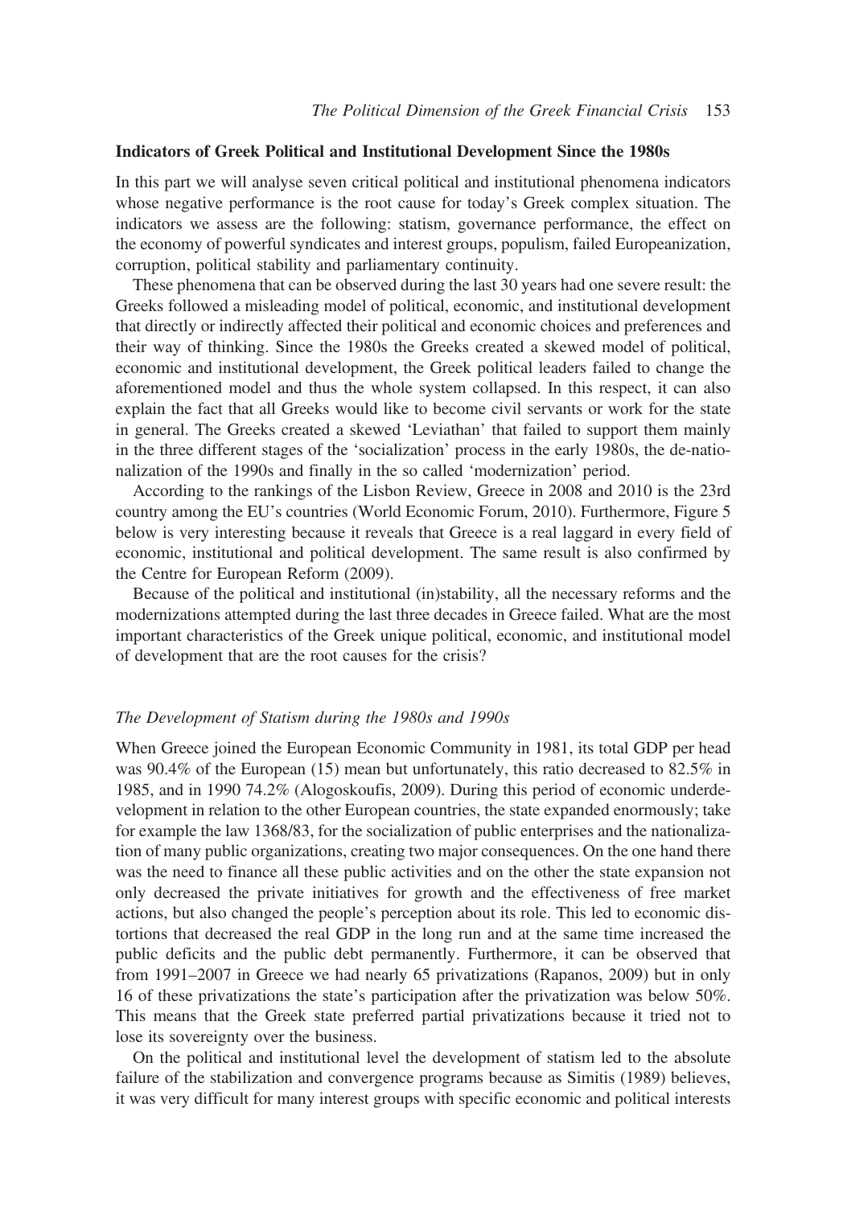## Indicators of Greek Political and Institutional Development Since the 1980s

In this part we will analyse seven critical political and institutional phenomena indicators whose negative performance is the root cause for today's Greek complex situation. The indicators we assess are the following: statism, governance performance, the effect on the economy of powerful syndicates and interest groups, populism, failed Europeanization, corruption, political stability and parliamentary continuity.

These phenomena that can be observed during the last 30 years had one severe result: the Greeks followed a misleading model of political, economic, and institutional development that directly or indirectly affected their political and economic choices and preferences and their way of thinking. Since the 1980s the Greeks created a skewed model of political, economic and institutional development, the Greek political leaders failed to change the aforementioned model and thus the whole system collapsed. In this respect, it can also explain the fact that all Greeks would like to become civil servants or work for the state in general. The Greeks created a skewed 'Leviathan' that failed to support them mainly in the three different stages of the 'socialization' process in the early 1980s, the de-nationalization of the 1990s and finally in the so called 'modernization' period.

According to the rankings of the Lisbon Review, Greece in 2008 and 2010 is the 23rd country among the EU's countries (World Economic Forum, 2010). Furthermore, Figure 5 below is very interesting because it reveals that Greece is a real laggard in every field of economic, institutional and political development. The same result is also confirmed by the Centre for European Reform (2009).

Because of the political and institutional (in)stability, all the necessary reforms and the modernizations attempted during the last three decades in Greece failed. What are the most important characteristics of the Greek unique political, economic, and institutional model of development that are the root causes for the crisis?

### *The Development of Statism during the 1980s and 1990s*

When Greece joined the European Economic Community in 1981, its total GDP per head was 90.4% of the European (15) mean but unfortunately, this ratio decreased to 82.5% in 1985, and in 1990 74.2% (Alogoskoufis, 2009). During this period of economic underdevelopment in relation to the other European countries, the state expanded enormously; take for example the law 1368/83, for the socialization of public enterprises and the nationalization of many public organizations, creating two major consequences. On the one hand there was the need to finance all these public activities and on the other the state expansion not only decreased the private initiatives for growth and the effectiveness of free market actions, but also changed the people's perception about its role. This led to economic distortions that decreased the real GDP in the long run and at the same time increased the public deficits and the public debt permanently. Furthermore, it can be observed that from 1991–2007 in Greece we had nearly 65 privatizations (Rapanos, 2009) but in only 16 of these privatizations the state's participation after the privatization was below 50%. This means that the Greek state preferred partial privatizations because it tried not to lose its sovereignty over the business.

On the political and institutional level the development of statism led to the absolute failure of the stabilization and convergence programs because as Simitis (1989) believes, it was very difficult for many interest groups with specific economic and political interests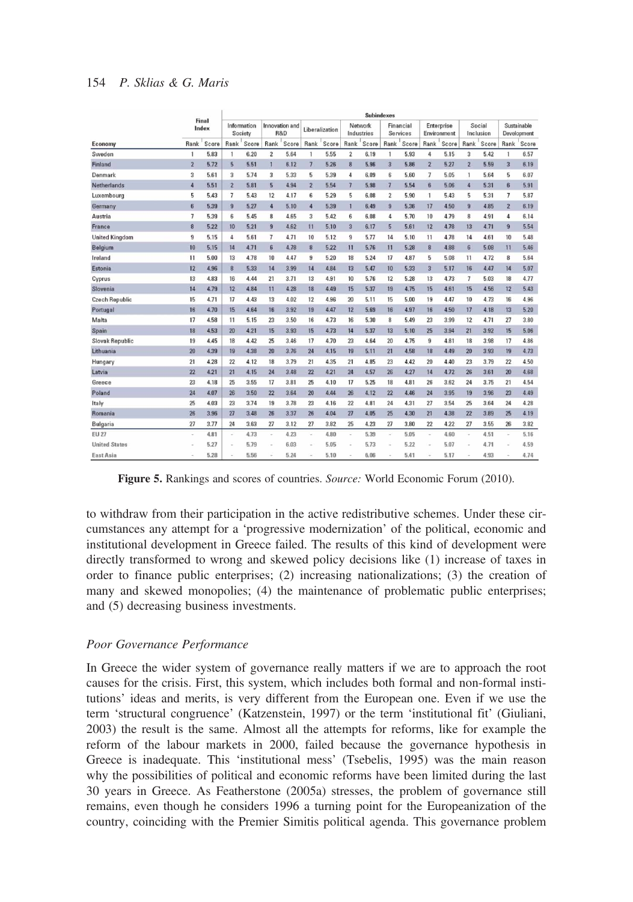|  | Final Index |  | Subindexes |  |  |  |  |  |  |  |  |  |  |  |  |  |  |  |
|---|---|---|---|---|---|---|---|---|---|---|---|---|---|---|---|---|---|---|
|  |  |  | Information Society |  | Innovation and R&D |  | Liberalization |  | Network Industries |  | Financial Services |  | Enterprise Environment |  | Social Inclusion |  | Sustainable Development |  |
| Economy | Rank | Score | Rank | Score | Rank | Score | Rank | Score | Rank | Score | Rank | Score | Rank | Score | Rank | Score | Rank | Score |
| Sweden | 1 | 5.83 | 1 | 6.20 | 2 | 5.64 | 1 | 5.55 | 2 | 6.19 | 1 | 5.93 | 4 | 5.15 | 3 | 5.42 | 1 | 6.57 |
| Finland | 2 | 5.72 | 5 | 5.51 | 1 | 6.12 | 7 | 5.26 | 8 | 5.96 | 3 | 5.86 | 2 | 5.27 | 2 | 5.59 | 3 | 6.19 |
| Denmark | 3 | 5.61 | 3 | 5.74 | 3 | 5.33 | 5 | 5.39 | 4 | 6.09 | 6 | 5.60 | 7 | 5.05 | 1 | 5.64 | 5 | 6.07 |
| Netherlands | 4 | 5.51 | 2 | 5.81 | 5 | 4.94 | 2 | 5.54 | 7 | 5.98 | 7 | 5.54 | 6 | 5.06 | 4 | 5.31 | 6 | 5.91 |
| Luxembourg | 5 | 5.43 | 7 | 5.43 | 12 | 4.17 | 6 | 5.29 | 5 | 6.08 | 2 | 5.90 | 1 | 5.43 | 5 | 5.31 | 7 | 5.87 |
| Germany | 6 | 5.39 | 9 | 5.27 | 4 | 5.10 | 4 | 5.39 | 1 | 6.49 | 9 | 5.36 | 17 | 4.50 | 9 | 4.85 | 2 | 6.19 |
| Austria | 7 | 5.39 | 6 | 5.45 | 8 | 4.65 | 3 | 5.42 | 6 | 6.08 | 4 | 5.70 | 10 | 4.79 | 8 | 4.91 | 4 | 6.14 |
| France | 8 | 5.22 | 10 | 5.21 | 9 | 4.62 | 11 | 5.10 | 3 | 6.17 | 5 | 5.61 | 12 | 4.78 | 13 | 4.71 | 9 | 5.54 |
| United Kingdom | 9 | 5.15 | 4 | 5.61 | 7 | 4.71 | 10 | 5.12 | 9 | 5.77 | 14 | 5.10 | 11 | 4.78 | 14 | 4.61 | 10 | 5.48 |
| Belgium | 10 | 5.15 | 14 | 4.71 | 6 | 4.78 | 8 | 5.22 | 11 | 5.76 | 11 | 5.28 | 8 | 4.88 | 6 | 5.08 | 11 | 5.46 |
| Ireland | 11 | 5.00 | 13 | 4.78 | 10 | 4.47 | 9 | 5.20 | 18 | 5.24 | 17 | 4.87 | 5 | 5.08 | 11 | 4.72 | 8 | 5.64 |
| Estonia | 12 | 4.96 | 8 | 5.33 | 14 | 3.99 | 14 | 4.84 | 13 | 5.47 | 10 | 5.33 | 3 | 5.17 | 16 | 4.47 | 14 | 5.07 |
| Cyprus | 13 | 4.83 | 16 | 4.44 | 21 | 3.71 | 13 | 4.91 | 10 | 5.76 | 12 | 5.28 | 13 | 4.73 | 7 | 5.03 | 18 | 4.77 |
| Slovenia | 14 | 4.79 | 12 | 4.84 | 11 | 4.28 | 18 | 4.49 | 15 | 5.37 | 19 | 4.75 | 15 | 4.61 | 15 | 4.56 | 12 | 5.43 |
| Czech Republic | 15 | 4.71 | 17 | 4.43 | 13 | 4.02 | 12 | 4.96 | 20 | 5.11 | 15 | 5.00 | 19 | 4.47 | 10 | 4.73 | 16 | 4.96 |
| Portugal | 16 | 4.70 | 15 | 4.64 | 16 | 3.92 | 19 | 4.47 | 12 | 5.69 | 16 | 4.97 | 16 | 4.50 | 17 | 4.18 | 13 | 5.20 |
| Malta | 17 | 4.58 | 11 | 5.15 | 23 | 3.50 | 16 | 4.73 | 16 | 5.30 | 8 | 5.49 | 23 | 3.99 | 12 | 4.71 | 27 | 3.80 |
| Spain | 18 | 4.53 | 20 | 4.21 | 15 | 3.93 | 15 | 4.73 | 14 | 5.37 | 13 | 5.10 | 25 | 3.94 | 21 | 3.92 | 15 | 5.06 |
| Slovak Republic | 19 | 4.45 | 18 | 4.42 | 25 | 3.46 | 17 | 4.70 | 23 | 4.64 | 20 | 4.75 | 9 | 4.81 | 18 | 3.98 | 17 | 4.86 |
| Lithuania | 20 | 4.39 | 19 | 4.38 | 20 | 3.76 | 24 | 4.15 | 19 | 5.11 | 21 | 4.58 | 18 | 4.49 | 20 | 3.93 | 19 | 4.73 |
| Hungary | 21 | 4.28 | 22 | 4.12 | 18 | 3.79 | 21 | 4.35 | 21 | 4.85 | 23 | 4.42 | 20 | 4.40 | 23 | 3.79 | 22 | 4.50 |
| Latvia | 22 | 4.21 | 21 | 4.15 | 24 | 3.48 | 22 | 4.21 | 24 | 4.57 | 26 | 4.27 | 14 | 4.72 | 26 | 3.61 | 20 | 4.68 |
| Greece | 23 | 4.18 | 25 | 3.55 | 17 | 3.81 | 25 | 4.10 | 17 | 5.25 | 18 | 4.81 | 26 | 3.62 | 24 | 3.75 | 21 | 4.54 |
| Poland | 24 | 4.07 | 26 | 3.50 | 22 | 3.64 | 20 | 4.44 | 26 | 4.12 | 22 | 4.46 | 24 | 3.95 | 19 | 3.96 | 23 | 4.49 |
| Italy | 25 | 4.03 | 23 | 3.74 | 19 | 3.78 | 23 | 4.16 | 22 | 4.81 | 24 | 4.31 | 27 | 3.54 | 25 | 3.64 | 24 | 4.28 |
| Romania | 26 | 3.96 | 27 | 3.48 | 26 | 3.37 | 26 | 4.04 | 27 | 4.05 | 25 | 4.30 | 21 | 4.38 | 22 | 3.89 | 25 | 4.19 |
| Bulgaria | 27 | 3.77 | 24 | 3.63 | 27 | 3.12 | 27 | 3.82 | 25 | 4.23 | 27 | 3.80 | 22 | 4.22 | 27 | 3.55 | 26 | 3.82 |
| EU 27 | - | 4.81 | - | 4.73 | - | 4.23 | - | 4.80 | - | 5.39 | - | 5.05 | - | 4.60 | - | 4.51 | - | 5.16 |
| United States | - | 5.27 | - | 5.79 | - | 6.03 | - | 5.05 | - | 5.73 | - | 5.22 | - | 5.07 | - | 4.71 | - | 4.59 |
| East Asia | - | 5.28 | - | 5.56 | - | 5.24 | - | 5.10 | - | 6.06 | - | 5.41 | - | 5.17 | - | 4.93 | - | 4.74 |

**Figure 5.** Rankings and scores of countries. *Source:* World Economic Forum (2010).

to withdraw from their participation in the active redistributive schemes. Under these circumstances any attempt for a 'progressive modernization' of the political, economic and institutional development in Greece failed. The results of this kind of development were directly transformed to wrong and skewed policy decisions like (1) increase of taxes in order to finance public enterprises; (2) increasing nationalizations; (3) the creation of many and skewed monopolies; (4) the maintenance of problematic public enterprises; and (5) decreasing business investments.

### *Poor Governance Performance*

In Greece the wider system of governance really matters if we are to approach the root causes for the crisis. First, this system, which includes both formal and non-formal institutions' ideas and merits, is very different from the European one. Even if we use the term 'structural congruence' (Katzenstein, 1997) or the term 'institutional fit' (Giuliani, 2003) the result is the same. Almost all the attempts for reforms, like for example the reform of the labour markets in 2000, failed because the governance hypothesis in Greece is inadequate. This 'institutional mess' (Tsebelis, 1995) was the main reason why the possibilities of political and economic reforms have been limited during the last 30 years in Greece. As Featherstone (2005a) stresses, the problem of governance still remains, even though he considers 1996 a turning point for the Europeanization of the country, coinciding with the Premier Simitis political agenda. This governance problem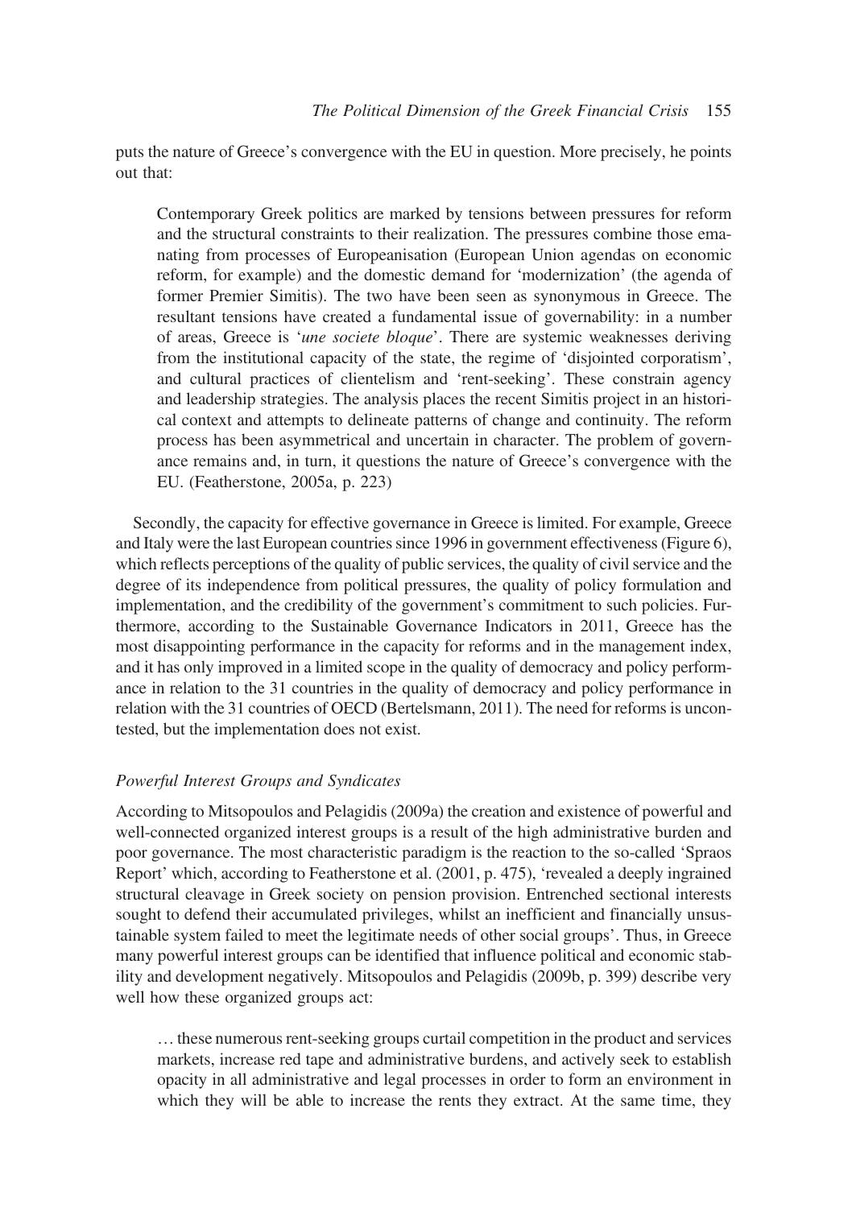puts the nature of Greece's convergence with the EU in question. More precisely, he points out that:

> Contemporary Greek politics are marked by tensions between pressures for reform and the structural constraints to their realization. The pressures combine those emanating from processes of Europeanisation (European Union agendas on economic reform, for example) and the domestic demand for 'modernization' (the agenda of former Premier Simitis). The two have been seen as synonymous in Greece. The resultant tensions have created a fundamental issue of governability: in a number of areas, Greece is '*une societe bloque*'. There are systemic weaknesses deriving from the institutional capacity of the state, the regime of 'disjointed corporatism', and cultural practices of clientelism and 'rent-seeking'. These constrain agency and leadership strategies. The analysis places the recent Simitis project in an historical context and attempts to delineate patterns of change and continuity. The reform process has been asymmetrical and uncertain in character. The problem of governance remains and, in turn, it questions the nature of Greece's convergence with the EU. (Featherstone, 2005a, p. 223)

Secondly, the capacity for effective governance in Greece is limited. For example, Greece and Italy were the last European countries since 1996 in government effectiveness (Figure 6), which reflects perceptions of the quality of public services, the quality of civil service and the degree of its independence from political pressures, the quality of policy formulation and implementation, and the credibility of the government's commitment to such policies. Furthermore, according to the Sustainable Governance Indicators in 2011, Greece has the most disappointing performance in the capacity for reforms and in the management index, and it has only improved in a limited scope in the quality of democracy and policy performance in relation to the 31 countries in the quality of democracy and policy performance in relation with the 31 countries of OECD (Bertelsmann, 2011). The need for reforms is uncontested, but the implementation does not exist.

### *Powerful Interest Groups and Syndicates*

According to Mitsopoulos and Pelagidis (2009a) the creation and existence of powerful and well-connected organized interest groups is a result of the high administrative burden and poor governance. The most characteristic paradigm is the reaction to the so-called 'Spraos Report' which, according to Featherstone et al. (2001, p. 475), 'revealed a deeply ingrained structural cleavage in Greek society on pension provision. Entrenched sectional interests sought to defend their accumulated privileges, whilst an inefficient and financially unsustainable system failed to meet the legitimate needs of other social groups'. Thus, in Greece many powerful interest groups can be identified that influence political and economic stability and development negatively. Mitsopoulos and Pelagidis (2009b, p. 399) describe very well how these organized groups act:

> … these numerous rent-seeking groups curtail competition in the product and services markets, increase red tape and administrative burdens, and actively seek to establish opacity in all administrative and legal processes in order to form an environment in which they will be able to increase the rents they extract. At the same time, they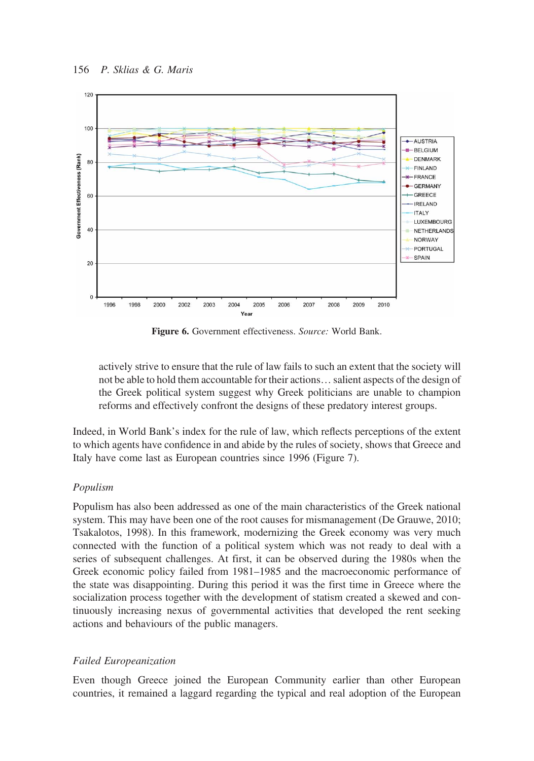Figure 6. Government effectiveness. *Source:* World Bank.

> actively strive to ensure that the rule of law fails to such an extent that the society will not be able to hold them accountable for their actions… salient aspects of the design of the Greek political system suggest why Greek politicians are unable to champion reforms and effectively confront the designs of these predatory interest groups.

Indeed, in World Bank's index for the rule of law, which reflects perceptions of the extent to which agents have confidence in and abide by the rules of society, shows that Greece and Italy have come last as European countries since 1996 (Figure 7).

### *Populism*

Populism has also been addressed as one of the main characteristics of the Greek national system. This may have been one of the root causes for mismanagement (De Grauwe, 2010; Tsakalotos, 1998). In this framework, modernizing the Greek economy was very much connected with the function of a political system which was not ready to deal with a series of subsequent challenges. At first, it can be observed during the 1980s when the Greek economic policy failed from 1981–1985 and the macroeconomic performance of the state was disappointing. During this period it was the first time in Greece where the socialization process together with the development of statism created a skewed and continuously increasing nexus of governmental activities that developed the rent seeking actions and behaviours of the public managers.

### *Failed Europeanization*

Even though Greece joined the European Community earlier than other European countries, it remained a laggard regarding the typical and real adoption of the European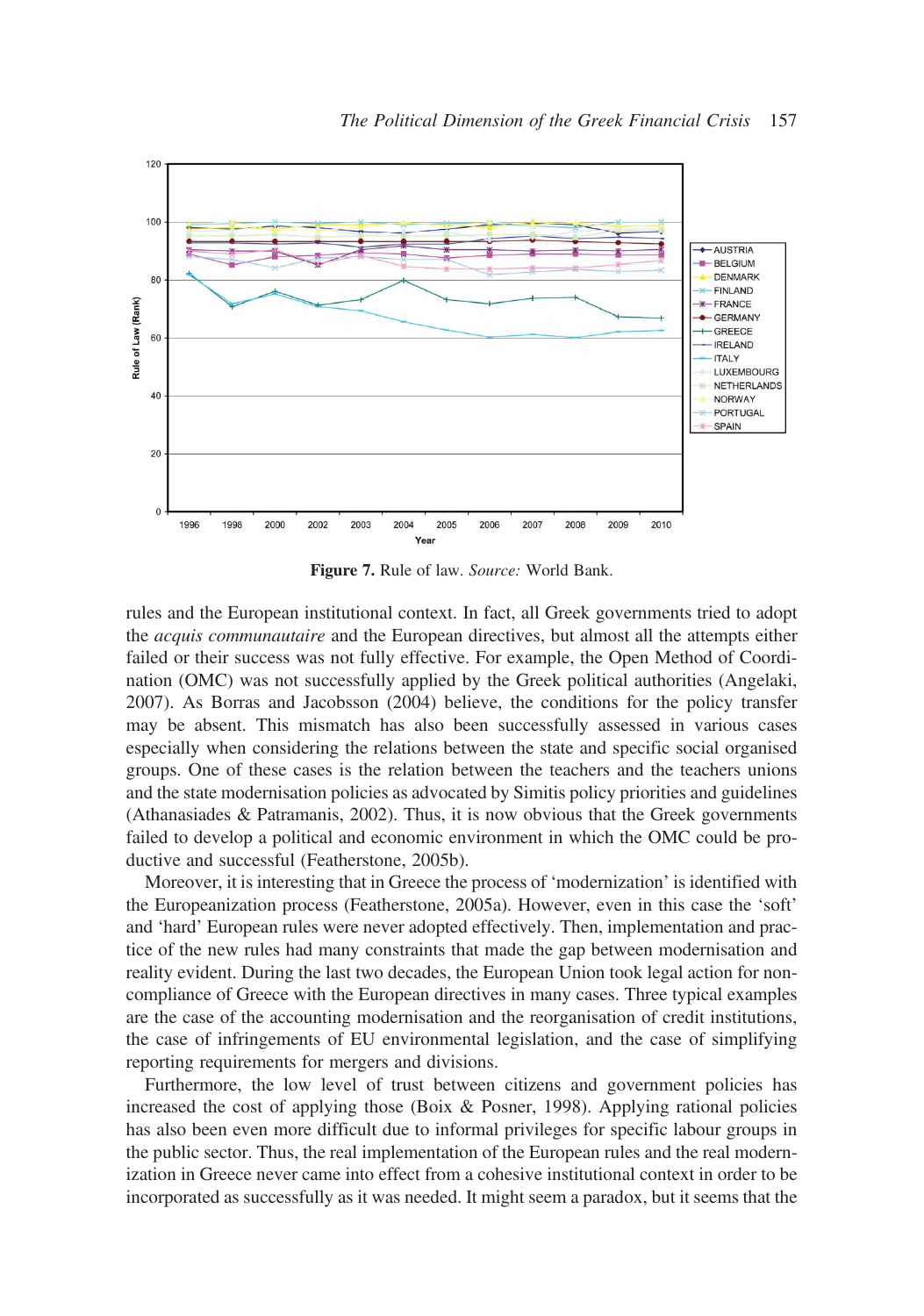**Figure 7.** Rule of law. *Source:* World Bank.

rules and the European institutional context. In fact, all Greek governments tried to adopt the *acquis communautaire* and the European directives, but almost all the attempts either failed or their success was not fully effective. For example, the Open Method of Coordination (OMC) was not successfully applied by the Greek political authorities (Angelaki, 2007). As Borras and Jacobsson (2004) believe, the conditions for the policy transfer may be absent. This mismatch has also been successfully assessed in various cases especially when considering the relations between the state and specific social organised groups. One of these cases is the relation between the teachers and the teachers unions and the state modernisation policies as advocated by Simitis policy priorities and guidelines (Athanasiades & Patramanis, 2002). Thus, it is now obvious that the Greek governments failed to develop a political and economic environment in which the OMC could be productive and successful (Featherstone, 2005b).

Moreover, it is interesting that in Greece the process of 'modernization' is identified with the Europeanization process (Featherstone, 2005a). However, even in this case the 'soft' and 'hard' European rules were never adopted effectively. Then, implementation and practice of the new rules had many constraints that made the gap between modernisation and reality evident. During the last two decades, the European Union took legal action for non-compliance of Greece with the European directives in many cases. Three typical examples are the case of the accounting modernisation and the reorganisation of credit institutions, the case of infringements of EU environmental legislation, and the case of simplifying reporting requirements for mergers and divisions.

Furthermore, the low level of trust between citizens and government policies has increased the cost of applying those (Boix & Posner, 1998). Applying rational policies has also been even more difficult due to informal privileges for specific labour groups in the public sector. Thus, the real implementation of the European rules and the real modernization in Greece never came into effect from a cohesive institutional context in order to be incorporated as successfully as it was needed. It might seem a paradox, but it seems that the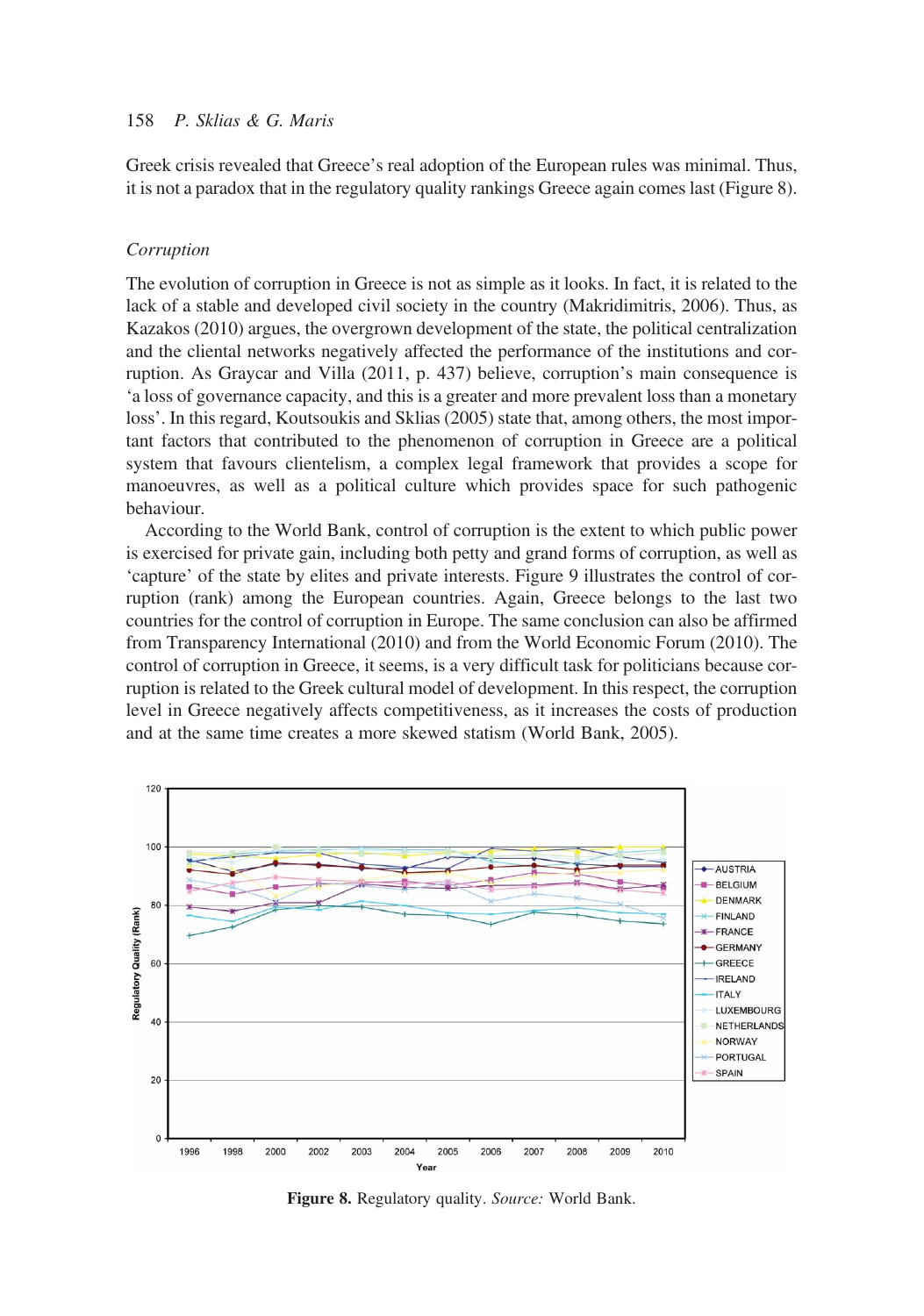Greek crisis revealed that Greece's real adoption of the European rules was minimal. Thus, it is not a paradox that in the regulatory quality rankings Greece again comes last (Figure 8).

### *Corruption*

The evolution of corruption in Greece is not as simple as it looks. In fact, it is related to the lack of a stable and developed civil society in the country (Makridimitris, 2006). Thus, as Kazakos (2010) argues, the overgrown development of the state, the political centralization and the cliental networks negatively affected the performance of the institutions and corruption. As Graycar and Villa (2011, p. 437) believe, corruption's main consequence is 'a loss of governance capacity, and this is a greater and more prevalent loss than a monetary loss'. In this regard, Koutsoukis and Sklias (2005) state that, among others, the most important factors that contributed to the phenomenon of corruption in Greece are a political system that favours clientelism, a complex legal framework that provides a scope for manoeuvres, as well as a political culture which provides space for such pathogenic behaviour.

According to the World Bank, control of corruption is the extent to which public power is exercised for private gain, including both petty and grand forms of corruption, as well as 'capture' of the state by elites and private interests. Figure 9 illustrates the control of corruption (rank) among the European countries. Again, Greece belongs to the last two countries for the control of corruption in Europe. The same conclusion can also be affirmed from Transparency International (2010) and from the World Economic Forum (2010). The control of corruption in Greece, it seems, is a very difficult task for politicians because corruption is related to the Greek cultural model of development. In this respect, the corruption level in Greece negatively affects competitiveness, as it increases the costs of production and at the same time creates a more skewed statism (World Bank, 2005).

**Figure 8.** Regulatory quality. *Source:* World Bank.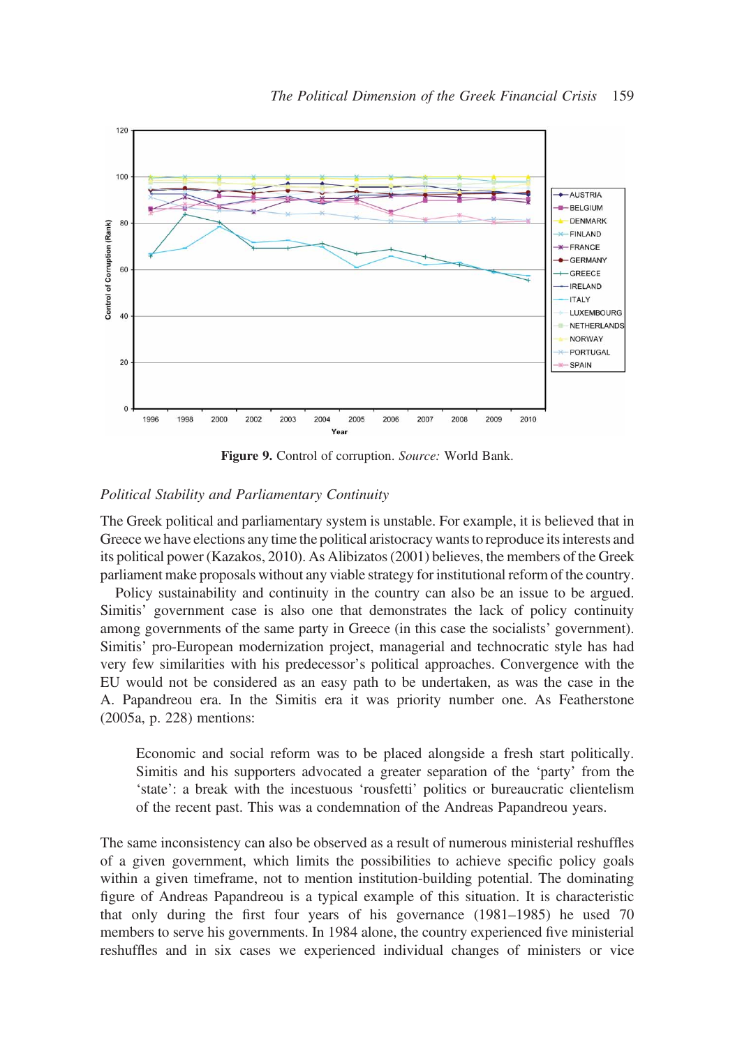Figure 9. Control of corruption. *Source:* World Bank.

*Political Stability and Parliamentary Continuity*

The Greek political and parliamentary system is unstable. For example, it is believed that in Greece we have elections any time the political aristocracy wants to reproduce its interests and its political power (Kazakos, 2010). As Alibizatos (2001) believes, the members of the Greek parliament make proposals without any viable strategy for institutional reform of the country.

Policy sustainability and continuity in the country can also be an issue to be argued. Simitis' government case is also one that demonstrates the lack of policy continuity among governments of the same party in Greece (in this case the socialists' government). Simitis' pro-European modernization project, managerial and technocratic style has had very few similarities with his predecessor's political approaches. Convergence with the EU would not be considered as an easy path to be undertaken, as was the case in the A. Papandreou era. In the Simitis era it was priority number one. As Featherstone (2005a, p. 228) mentions:

> Economic and social reform was to be placed alongside a fresh start politically. Simitis and his supporters advocated a greater separation of the 'party' from the 'state': a break with the incestuous 'rousfetti' politics or bureaucratic clientelism of the recent past. This was a condemnation of the Andreas Papandreou years.

The same inconsistency can also be observed as a result of numerous ministerial reshuffles of a given government, which limits the possibilities to achieve specific policy goals within a given timeframe, not to mention institution-building potential. The dominating figure of Andreas Papandreou is a typical example of this situation. It is characteristic that only during the first four years of his governance (1981–1985) he used 70 members to serve his governments. In 1984 alone, the country experienced five ministerial reshuffles and in six cases we experienced individual changes of ministers or vice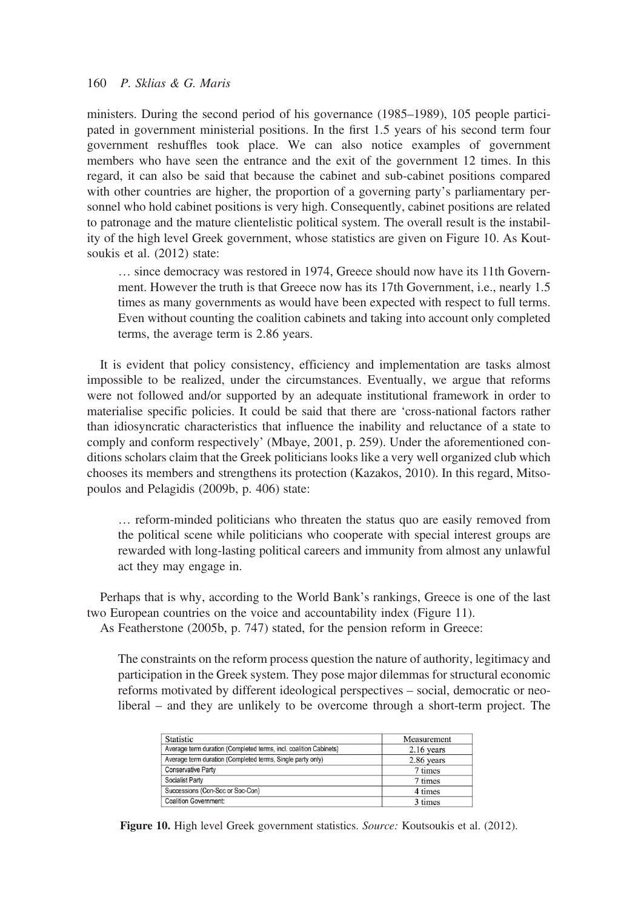ministers. During the second period of his governance (1985–1989), 105 people participated in government ministerial positions. In the first 1.5 years of his second term four government reshuffles took place. We can also notice examples of government members who have seen the entrance and the exit of the government 12 times. In this regard, it can also be said that because the cabinet and sub-cabinet positions compared with other countries are higher, the proportion of a governing party's parliamentary personnel who hold cabinet positions is very high. Consequently, cabinet positions are related to patronage and the mature clientelistic political system. The overall result is the instability of the high level Greek government, whose statistics are given on Figure 10. As Koutsoukis et al. (2012) state:

> … since democracy was restored in 1974, Greece should now have its 11th Government. However the truth is that Greece now has its 17th Government, i.e., nearly 1.5 times as many governments as would have been expected with respect to full terms. Even without counting the coalition cabinets and taking into account only completed terms, the average term is 2.86 years.

It is evident that policy consistency, efficiency and implementation are tasks almost impossible to be realized, under the circumstances. Eventually, we argue that reforms were not followed and/or supported by an adequate institutional framework in order to materialise specific policies. It could be said that there are 'cross-national factors rather than idiosyncratic characteristics that influence the inability and reluctance of a state to comply and conform respectively' (Mbaye, 2001, p. 259). Under the aforementioned conditions scholars claim that the Greek politicians looks like a very well organized club which chooses its members and strengthens its protection (Kazakos, 2010). In this regard, Mitsopoulos and Pelagidis (2009b, p. 406) state:

> … reform-minded politicians who threaten the status quo are easily removed from the political scene while politicians who cooperate with special interest groups are rewarded with long-lasting political careers and immunity from almost any unlawful act they may engage in.

Perhaps that is why, according to the World Bank's rankings, Greece is one of the last two European countries on the voice and accountability index (Figure 11).

As Featherstone (2005b, p. 747) stated, for the pension reform in Greece:

> The constraints on the reform process question the nature of authority, legitimacy and participation in the Greek system. They pose major dilemmas for structural economic reforms motivated by different ideological perspectives – social, democratic or neo-liberal – and they are unlikely to be overcome through a short-term project. The

| Statistic | Measurement |
|---|---|
| Average term duration (Completed terms, incl. coalition Cabinets) | 2.16 years |
| Average term duration (Completed terms, Single party only) | 2.86 years |
| Conservative Party | 7 times |
| Socialist Party | 7 times |
| Successions (Con-Soc or Soc-Con) | 4 times |
| Coalition Government: | 3 times |

**Figure 10.** High level Greek government statistics. *Source:* Koutsoukis et al. (2012).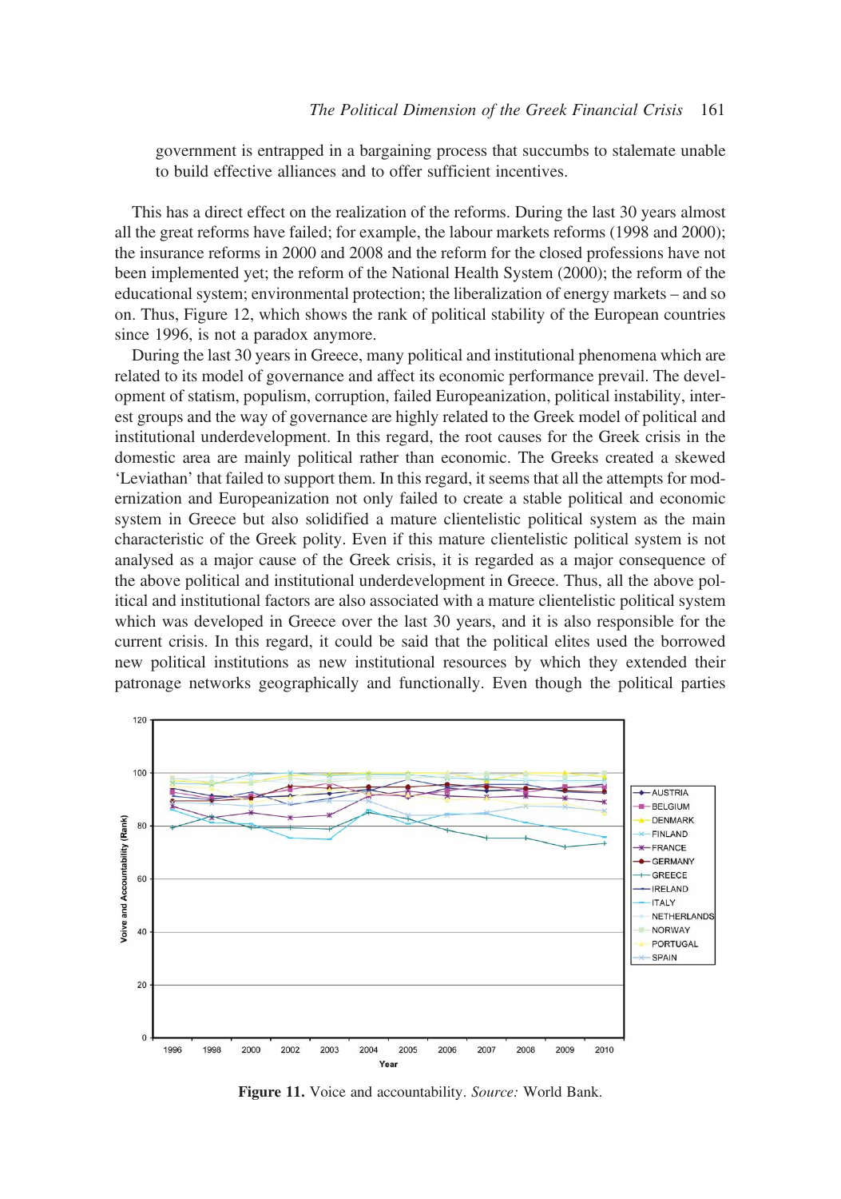government is entrapped in a bargaining process that succumbs to stalemate unable to build effective alliances and to offer sufficient incentives.

This has a direct effect on the realization of the reforms. During the last 30 years almost all the great reforms have failed; for example, the labour markets reforms (1998 and 2000); the insurance reforms in 2000 and 2008 and the reform for the closed professions have not been implemented yet; the reform of the National Health System (2000); the reform of the educational system; environmental protection; the liberalization of energy markets – and so on. Thus, Figure 12, which shows the rank of political stability of the European countries since 1996, is not a paradox anymore.

During the last 30 years in Greece, many political and institutional phenomena which are related to its model of governance and affect its economic performance prevail. The development of statism, populism, corruption, failed Europeanization, political instability, interest groups and the way of governance are highly related to the Greek model of political and institutional underdevelopment. In this regard, the root causes for the Greek crisis in the domestic area are mainly political rather than economic. The Greeks created a skewed 'Leviathan' that failed to support them. In this regard, it seems that all the attempts for modernization and Europeanization not only failed to create a stable political and economic system in Greece but also solidified a mature clientelistic political system as the main characteristic of the Greek polity. Even if this mature clientelistic political system is not analysed as a major cause of the Greek crisis, it is regarded as a major consequence of the above political and institutional underdevelopment in Greece. Thus, all the above political and institutional factors are also associated with a mature clientelistic political system which was developed in Greece over the last 30 years, and it is also responsible for the current crisis. In this regard, it could be said that the political elites used the borrowed new political institutions as new institutional resources by which they extended their patronage networks geographically and functionally. Even though the political parties

**Figure 11.** Voice and accountability. *Source:* World Bank.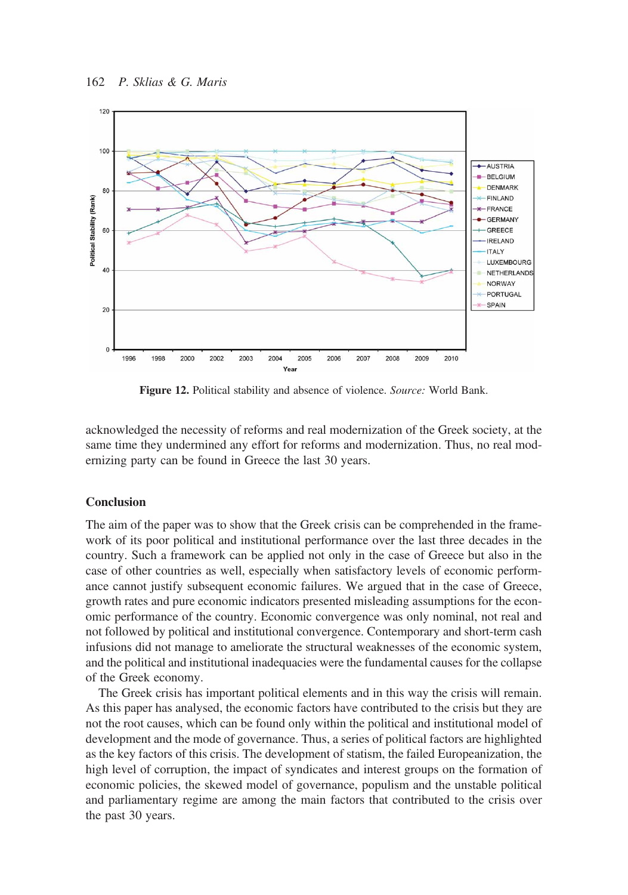**Figure 12.** Political stability and absence of violence. *Source:* World Bank.

acknowledged the necessity of reforms and real modernization of the Greek society, at the same time they undermined any effort for reforms and modernization. Thus, no real modernizing party can be found in Greece the last 30 years.

## Conclusion

The aim of the paper was to show that the Greek crisis can be comprehended in the framework of its poor political and institutional performance over the last three decades in the country. Such a framework can be applied not only in the case of Greece but also in the case of other countries as well, especially when satisfactory levels of economic performance cannot justify subsequent economic failures. We argued that in the case of Greece, growth rates and pure economic indicators presented misleading assumptions for the economic performance of the country. Economic convergence was only nominal, not real and not followed by political and institutional convergence. Contemporary and short-term cash infusions did not manage to ameliorate the structural weaknesses of the economic system, and the political and institutional inadequacies were the fundamental causes for the collapse of the Greek economy.

The Greek crisis has important political elements and in this way the crisis will remain. As this paper has analysed, the economic factors have contributed to the crisis but they are not the root causes, which can be found only within the political and institutional model of development and the mode of governance. Thus, a series of political factors are highlighted as the key factors of this crisis. The development of statism, the failed Europeanization, the high level of corruption, the impact of syndicates and interest groups on the formation of economic policies, the skewed model of governance, populism and the unstable political and parliamentary regime are among the main factors that contributed to the crisis over the past 30 years.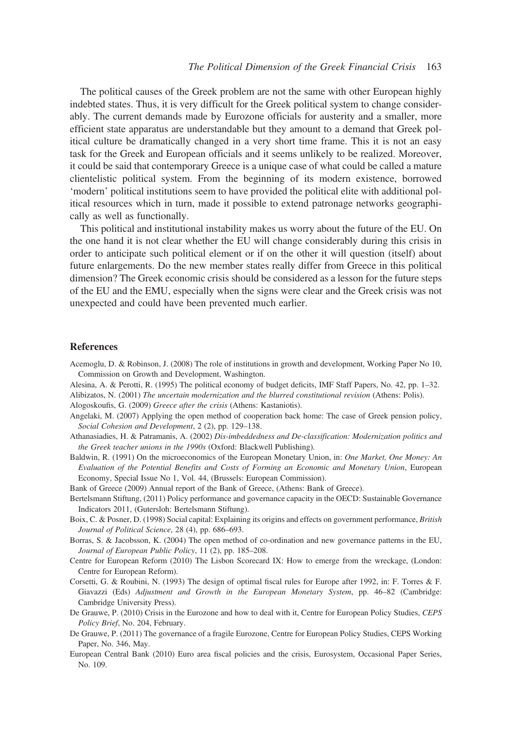The political causes of the Greek problem are not the same with other European highly indebted states. Thus, it is very difficult for the Greek political system to change considerably. The current demands made by Eurozone officials for austerity and a smaller, more efficient state apparatus are understandable but they amount to a demand that Greek political culture be dramatically changed in a very short time frame. This it is not an easy task for the Greek and European officials and it seems unlikely to be realized. Moreover, it could be said that contemporary Greece is a unique case of what could be called a mature clientelistic political system. From the beginning of its modern existence, borrowed 'modern' political institutions seem to have provided the political elite with additional political resources which in turn, made it possible to extend patronage networks geographically as well as functionally.

This political and institutional instability makes us worry about the future of the EU. On the one hand it is not clear whether the EU will change considerably during this crisis in order to anticipate such political element or if on the other it will question (itself) about future enlargements. Do the new member states really differ from Greece in this political dimension? The Greek economic crisis should be considered as a lesson for the future steps of the EU and the EMU, especially when the signs were clear and the Greek crisis was not unexpected and could have been prevented much earlier.

## References

Acemoglu, D. & Robinson, J. (2008) The role of institutions in growth and development, Working Paper No 10, Commission on Growth and Development, Washington.

Alesina, A. & Perotti, R. (1995) The political economy of budget deficits, IMF Staff Papers, No. 42, pp. 1–32.

Alibizatos, N. (2001) *The uncertain modernization and the blurred constitutional revision* (Athens: Polis).

Alogoskoufis, G. (2009) *Greece after the crisis* (Athens: Kastaniotis).

Angelaki, M. (2007) Applying the open method of cooperation back home: The case of Greek pension policy, *Social Cohesion and Development*, 2 (2), pp. 129–138.

Athanasiadies, H. & Patramanis, A. (2002) *Dis-imbeddedness and De-classification: Modernization politics and the Greek teacher unions in the 1990s* (Oxford: Blackwell Publishing).

Baldwin, R. (1991) On the microeconomics of the European Monetary Union, in: *One Market, One Money: An Evaluation of the Potential Benefits and Costs of Forming an Economic and Monetary Union*, European Economy, Special Issue No 1, Vol. 44, (Brussels: European Commission).

Bank of Greece (2009) Annual report of the Bank of Greece, (Athens: Bank of Greece).

Bertelsmann Stiftung, (2011) Policy performance and governance capacity in the OECD: Sustainable Governance Indicators 2011, (Gutersloh: Bertelsmann Stiftung).

Boix, C. & Posner, D. (1998) Social capital: Explaining its origins and effects on government performance, *British Journal of Political Science*, 28 (4), pp. 686–693.

Borras, S. & Jacobsson, K. (2004) The open method of co-ordination and new governance patterns in the EU, *Journal of European Public Policy*, 11 (2), pp. 185–208.

Centre for European Reform (2010) The Lisbon Scorecard IX: How to emerge from the wreckage, (London: Centre for European Reform).

Corsetti, G. & Roubini, N. (1993) The design of optimal fiscal rules for Europe after 1992, in: F. Torres & F. Giavazzi (Eds) *Adjustment and Growth in the European Monetary System*, pp. 46–82 (Cambridge: Cambridge University Press).

De Grauwe, P. (2010) Crisis in the Eurozone and how to deal with it, Centre for European Policy Studies, *CEPS Policy Brief*, No. 204, February.

De Grauwe, P. (2011) The governance of a fragile Eurozone, Centre for European Policy Studies, CEPS Working Paper, No. 346, May.

European Central Bank (2010) Euro area fiscal policies and the crisis, Eurosystem, Occasional Paper Series, No. 109.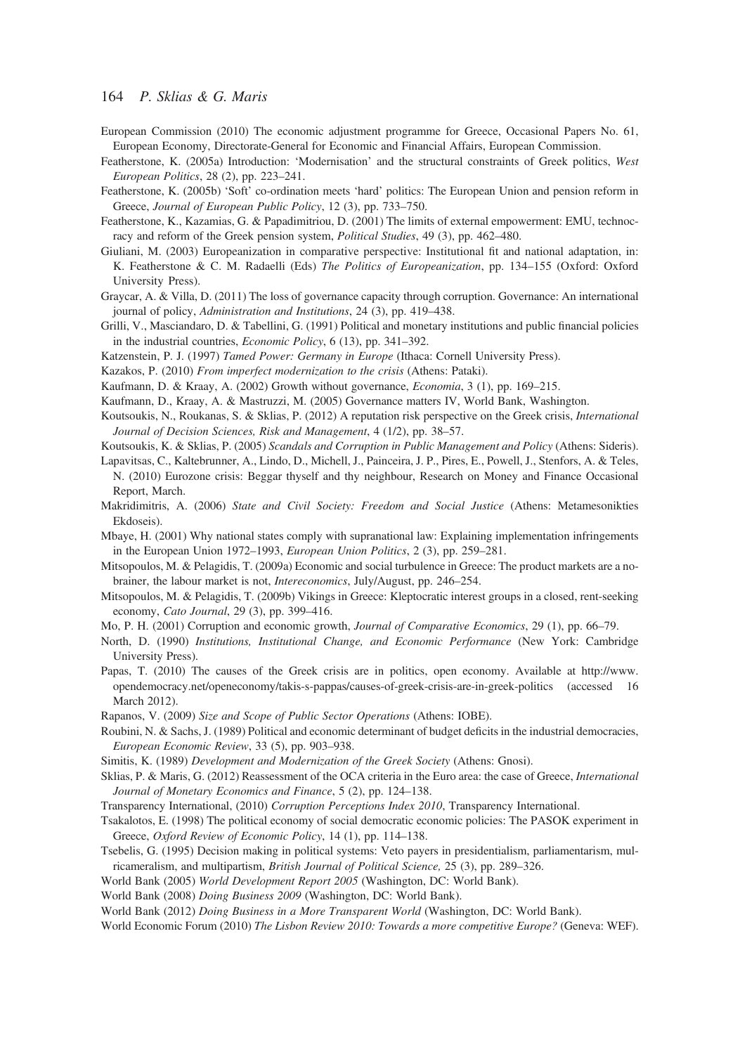European Commission (2010) The economic adjustment programme for Greece, Occasional Papers No. 61, European Economy, Directorate-General for Economic and Financial Affairs, European Commission.

Featherstone, K. (2005a) Introduction: 'Modernisation' and the structural constraints of Greek politics, *West European Politics*, 28 (2), pp. 223–241.

Featherstone, K. (2005b) 'Soft' co-ordination meets 'hard' politics: The European Union and pension reform in Greece, *Journal of European Public Policy*, 12 (3), pp. 733–750.

Featherstone, K., Kazamias, G. & Papadimitriou, D. (2001) The limits of external empowerment: EMU, technocracy and reform of the Greek pension system, *Political Studies*, 49 (3), pp. 462–480.

Giuliani, M. (2003) Europeanization in comparative perspective: Institutional fit and national adaptation, in: K. Featherstone & C. M. Radaelli (Eds) *The Politics of Europeanization*, pp. 134–155 (Oxford: Oxford University Press).

Graycar, A. & Villa, D. (2011) The loss of governance capacity through corruption. Governance: An international journal of policy, *Administration and Institutions*, 24 (3), pp. 419–438.

Grilli, V., Masciandaro, D. & Tabellini, G. (1991) Political and monetary institutions and public financial policies in the industrial countries, *Economic Policy*, 6 (13), pp. 341–392.

Katzenstein, P. J. (1997) *Tamed Power: Germany in Europe* (Ithaca: Cornell University Press).

Kazakos, P. (2010) *From imperfect modernization to the crisis* (Athens: Pataki).

Kaufmann, D. & Kraay, A. (2002) Growth without governance, *Economia*, 3 (1), pp. 169–215.

Kaufmann, D., Kraay, A. & Mastruzzi, M. (2005) Governance matters IV, World Bank, Washington.

Koutsoukis, N., Roukanas, S. & Sklias, P. (2012) A reputation risk perspective on the Greek crisis, *International Journal of Decision Sciences, Risk and Management*, 4 (1/2), pp. 38–57.

Koutsoukis, K. & Sklias, P. (2005) *Scandals and Corruption in Public Management and Policy* (Athens: Sideris).

Lapavitsas, C., Kaltebrunner, A., Lindo, D., Michell, J., Painceira, J. P., Pires, E., Powell, J., Stenfors, A. & Teles, N. (2010) Eurozone crisis: Beggar thyself and thy neighbour, Research on Money and Finance Occasional Report, March.

Makridimitris, A. (2006) *State and Civil Society: Freedom and Social Justice* (Athens: Metamesonikties Ekdoseis).

Mbaye, H. (2001) Why national states comply with supranational law: Explaining implementation infringements in the European Union 1972–1993, *European Union Politics*, 2 (3), pp. 259–281.

Mitsopoulos, M. & Pelagidis, T. (2009a) Economic and social turbulence in Greece: The product markets are a no-brainer, the labour market is not, *Intereconomics*, July/August, pp. 246–254.

Mitsopoulos, M. & Pelagidis, T. (2009b) Vikings in Greece: Kleptocratic interest groups in a closed, rent-seeking economy, *Cato Journal*, 29 (3), pp. 399–416.

Mo, P. H. (2001) Corruption and economic growth, *Journal of Comparative Economics*, 29 (1), pp. 66–79.

North, D. (1990) *Institutions, Institutional Change, and Economic Performance* (New York: Cambridge University Press).

Papas, T. (2010) The causes of the Greek crisis are in politics, open economy. Available at http://www.opendemocracy.net/openeconomy/takis-s-pappas/causes-of-greek-crisis-are-in-greek-politics (accessed 16 March 2012).

Rapanos, V. (2009) *Size and Scope of Public Sector Operations* (Athens: IOBE).

Roubini, N. & Sachs, J. (1989) Political and economic determinant of budget deficits in the industrial democracies, *European Economic Review*, 33 (5), pp. 903–938.

Simitis, K. (1989) *Development and Modernization of the Greek Society* (Athens: Gnosi).

Sklias, P. & Maris, G. (2012) Reassessment of the OCA criteria in the Euro area: the case of Greece, *International Journal of Monetary Economics and Finance*, 5 (2), pp. 124–138.

Transparency International, (2010) *Corruption Perceptions Index 2010*, Transparency International.

Tsakalotos, E. (1998) The political economy of social democratic economic policies: The PASOK experiment in Greece, *Oxford Review of Economic Policy*, 14 (1), pp. 114–138.

Tsebelis, G. (1995) Decision making in political systems: Veto payers in presidentialism, parliamentarism, mulricameralism, and multipartism, *British Journal of Political Science,* 25 (3), pp. 289–326.

World Bank (2005) *World Development Report 2005* (Washington, DC: World Bank).

World Bank (2008) *Doing Business 2009* (Washington, DC: World Bank).

World Bank (2012) *Doing Business in a More Transparent World* (Washington, DC: World Bank).

World Economic Forum (2010) *The Lisbon Review 2010: Towards a more competitive Europe?* (Geneva: WEF).